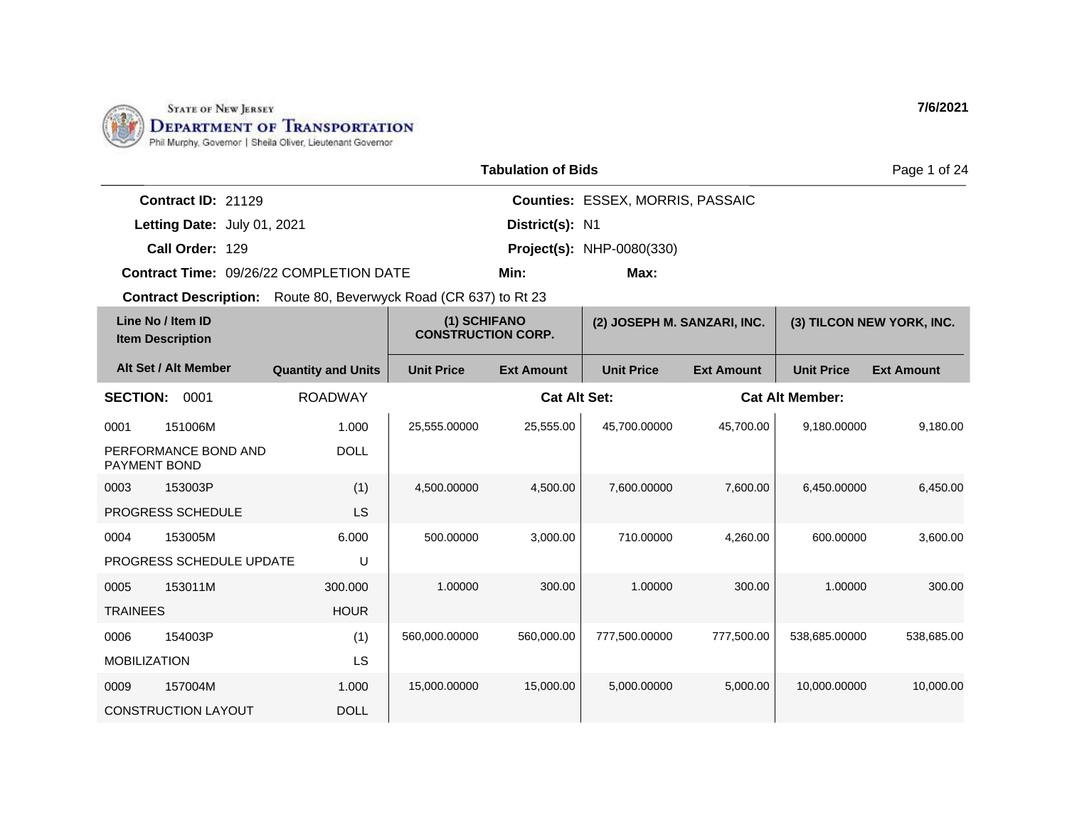STATE OF NEW JERSEY
DEPARTMENT OF TRANSPORTATION
Phil Murphy, Governor | Sheila Oliver, Lieutenant Governor

7/6/2021

## Tabulation of Bids

**Contract ID:** 21129  
**Letting Date:** July 01, 2021  
**Call Order:** 129  
**Contract Time:** 09/26/22 COMPLETION DATE  
**Contract Description:** Route 80, Beverwyck Road (CR 637) to Rt 23

**Counties:** ESSEX, MORRIS, PASSAIC  
**District(s):** N1  
**Project(s):** NHP-0080(330)  
**Min:**  
**Max:**

| Line No / Item ID | Item Description / Alt Set / Alt Member | Quantity and Units | (1) SCHIFANO CONSTRUCTION CORP. Unit Price | (1) Ext Amount | (2) JOSEPH M. SANZARI, INC. Unit Price | (2) Ext Amount | (3) TILCON NEW YORK, INC. Unit Price | (3) Ext Amount |
|---|---|---|---|---|---|---|---|---|
| **SECTION: 0001** | | ROADWAY | | Cat Alt Set: | | Cat Alt Member: | | |
| 0001 151006M | PERFORMANCE BOND AND PAYMENT BOND | 1.000 DOLL | 25,555.00000 | 25,555.00 | 45,700.00000 | 45,700.00 | 9,180.00000 | 9,180.00 |
| 0003 153003P | PROGRESS SCHEDULE | (1) LS | 4,500.00000 | 4,500.00 | 7,600.00000 | 7,600.00 | 6,450.00000 | 6,450.00 |
| 0004 153005M | PROGRESS SCHEDULE UPDATE | 6.000 U | 500.00000 | 3,000.00 | 710.00000 | 4,260.00 | 600.00000 | 3,600.00 |
| 0005 153011M | TRAINEES | 300.000 HOUR | 1.00000 | 300.00 | 1.00000 | 300.00 | 1.00000 | 300.00 |
| 0006 154003P | MOBILIZATION | (1) LS | 560,000.00000 | 560,000.00 | 777,500.00000 | 777,500.00 | 538,685.00000 | 538,685.00 |
| 0009 157004M | CONSTRUCTION LAYOUT | 1.000 DOLL | 15,000.00000 | 15,000.00 | 5,000.00000 | 5,000.00 | 10,000.00000 | 10,000.00 |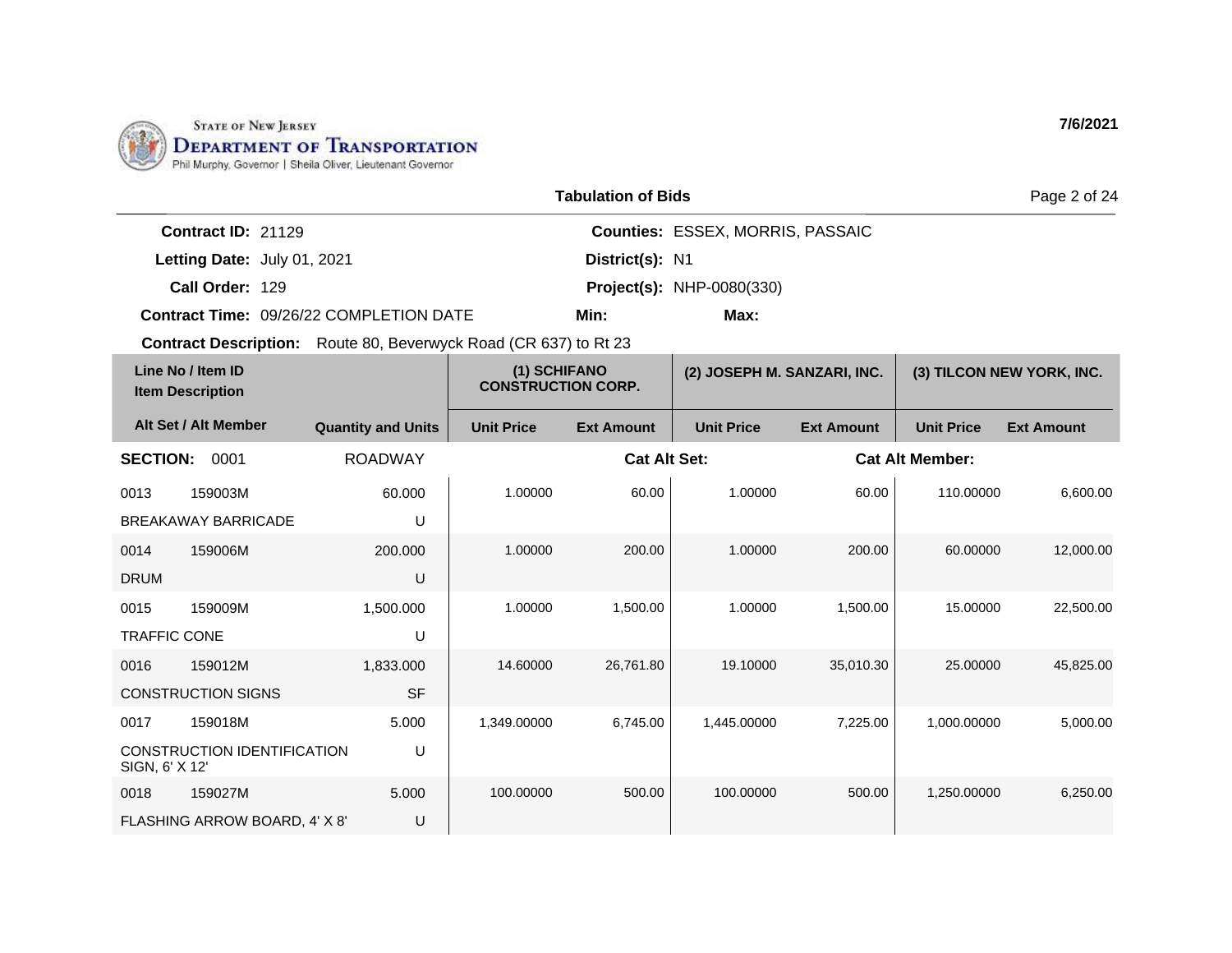STATE OF NEW JERSEY
DEPARTMENT OF TRANSPORTATION
Phil Murphy, Governor | Sheila Oliver, Lieutenant Governor

7/6/2021

## Tabulation of Bids

**Contract ID:** 21129
**Letting Date:** July 01, 2021
**Call Order:** 129
**Contract Time:** 09/26/22 COMPLETION DATE
**Counties:** ESSEX, MORRIS, PASSAIC
**District(s):** N1
**Project(s):** NHP-0080(330)
**Min:**
**Max:**
**Contract Description:** Route 80, Beverwyck Road (CR 637) to Rt 23

| Line No / Item ID | Item Description | Quantity and Units | (1) SCHIFANO CONSTRUCTION CORP. Unit Price | (1) SCHIFANO CONSTRUCTION CORP. Ext Amount | (2) JOSEPH M. SANZARI, INC. Unit Price | (2) JOSEPH M. SANZARI, INC. Ext Amount | (3) TILCON NEW YORK, INC. Unit Price | (3) TILCON NEW YORK, INC. Ext Amount |
|---|---|---|---|---|---|---|---|---|
| **SECTION: 0001** | ROADWAY | | | Cat Alt Set: | | Cat Alt Member: | | |
| 0013 159003M | BREAKAWAY BARRICADE | 60.000 U | 1.00000 | 60.00 | 1.00000 | 60.00 | 110.00000 | 6,600.00 |
| 0014 159006M | DRUM | 200.000 U | 1.00000 | 200.00 | 1.00000 | 200.00 | 60.00000 | 12,000.00 |
| 0015 159009M | TRAFFIC CONE | 1,500.000 U | 1.00000 | 1,500.00 | 1.00000 | 1,500.00 | 15.00000 | 22,500.00 |
| 0016 159012M | CONSTRUCTION SIGNS | 1,833.000 SF | 14.60000 | 26,761.80 | 19.10000 | 35,010.30 | 25.00000 | 45,825.00 |
| 0017 159018M | CONSTRUCTION IDENTIFICATION SIGN, 6' X 12' | 5.000 U | 1,349.00000 | 6,745.00 | 1,445.00000 | 7,225.00 | 1,000.00000 | 5,000.00 |
| 0018 159027M | FLASHING ARROW BOARD, 4' X 8' | 5.000 U | 100.00000 | 500.00 | 100.00000 | 500.00 | 1,250.00000 | 6,250.00 |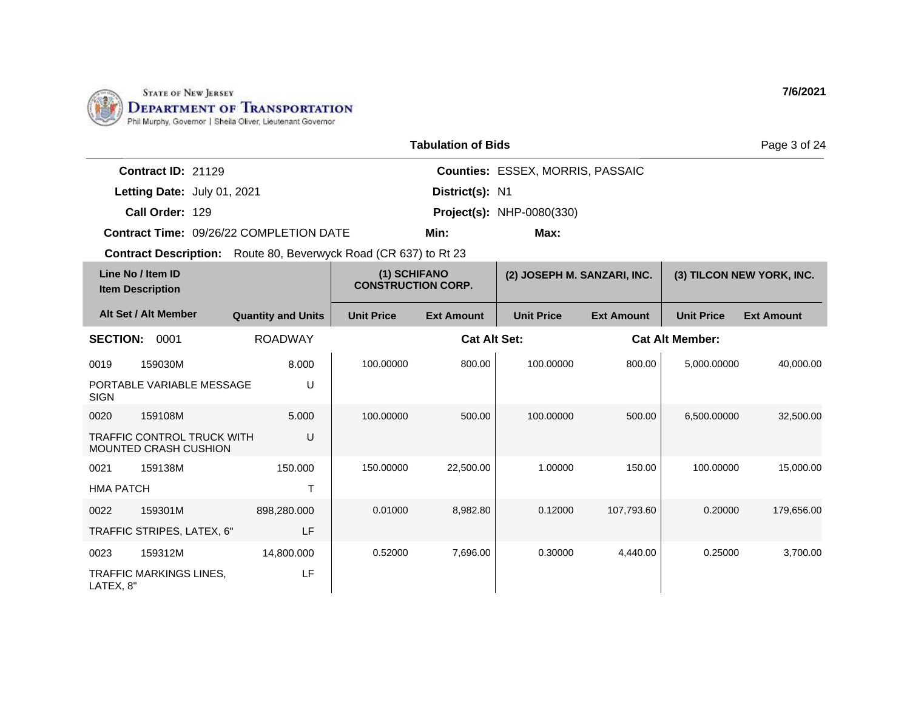State of New Jersey
Department of Transportation
Phil Murphy, Governor | Sheila Oliver, Lieutenant Governor

7/6/2021

## Tabulation of Bids

**Contract ID:** 21129
**Letting Date:** July 01, 2021
**Call Order:** 129
**Contract Time:** 09/26/22 COMPLETION DATE

**Counties:** ESSEX, MORRIS, PASSAIC
**District(s):** N1
**Project(s):** NHP-0080(330)
**Min:**
**Max:**

**Contract Description:** Route 80, Beverwyck Road (CR 637) to Rt 23

| Line No / Item ID / Item Description | | Quantity and Units | (1) SCHIFANO CONSTRUCTION CORP. | | (2) JOSEPH M. SANZARI, INC. | | (3) TILCON NEW YORK, INC. | |
|---|---|---|---|---|---|---|---|---|
| Alt Set / Alt Member | | | Unit Price | Ext Amount | Unit Price | Ext Amount | Unit Price | Ext Amount |
| **SECTION:** 0001 | | ROADWAY | | | **Cat Alt Set:** | | **Cat Alt Member:** | |
| 0019 | 159030M | 8.000 | 100.00000 | 800.00 | 100.00000 | 800.00 | 5,000.00000 | 40,000.00 |
| PORTABLE VARIABLE MESSAGE SIGN | | U | | | | | | |
| 0020 | 159108M | 5.000 | 100.00000 | 500.00 | 100.00000 | 500.00 | 6,500.00000 | 32,500.00 |
| TRAFFIC CONTROL TRUCK WITH MOUNTED CRASH CUSHION | | U | | | | | | |
| 0021 | 159138M | 150.000 | 150.00000 | 22,500.00 | 1.00000 | 150.00 | 100.00000 | 15,000.00 |
| HMA PATCH | | T | | | | | | |
| 0022 | 159301M | 898,280.000 | 0.01000 | 8,982.80 | 0.12000 | 107,793.60 | 0.20000 | 179,656.00 |
| TRAFFIC STRIPES, LATEX, 6" | | LF | | | | | | |
| 0023 | 159312M | 14,800.000 | 0.52000 | 7,696.00 | 0.30000 | 4,440.00 | 0.25000 | 3,700.00 |
| TRAFFIC MARKINGS LINES, LATEX, 8" | | LF | | | | | | |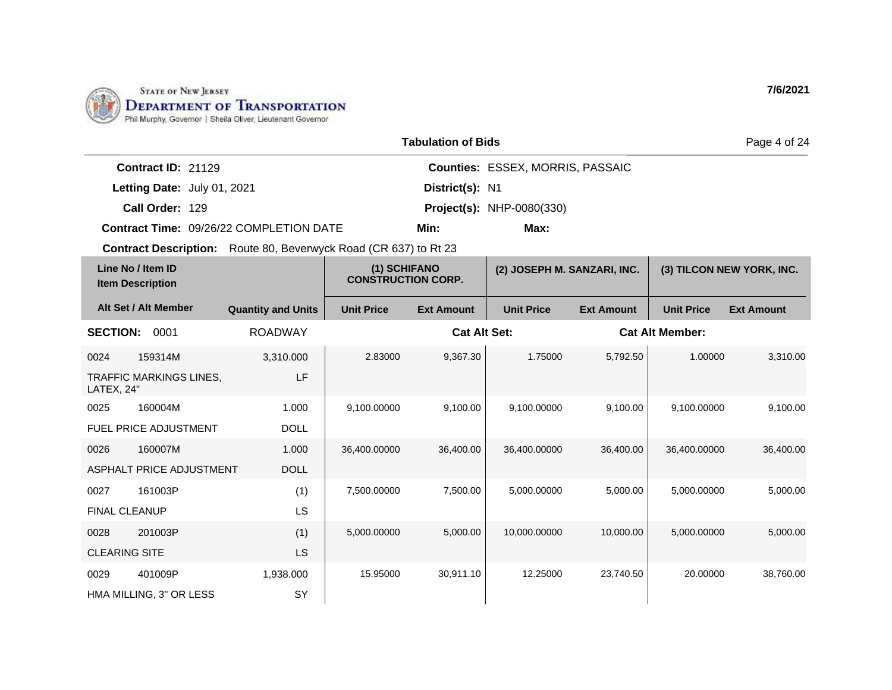State of New Jersey
Department of Transportation
Phil Murphy, Governor | Sheila Oliver, Lieutenant Governor

7/6/2021

## Tabulation of Bids

**Contract ID:** 21129
**Letting Date:** July 01, 2021
**Call Order:** 129
**Contract Time:** 09/26/22 COMPLETION DATE

**Counties:** ESSEX, MORRIS, PASSAIC
**District(s):** N1
**Project(s):** NHP-0080(330)
**Min:**
**Max:**

**Contract Description:** Route 80, Beverwyck Road (CR 637) to Rt 23

| Line No / Item ID / Item Description | Alt Set / Alt Member | Quantity and Units | (1) SCHIFANO CONSTRUCTION CORP. Unit Price | (1) SCHIFANO CONSTRUCTION CORP. Ext Amount | (2) JOSEPH M. SANZARI, INC. Unit Price | (2) JOSEPH M. SANZARI, INC. Ext Amount | (3) TILCON NEW YORK, INC. Unit Price | (3) TILCON NEW YORK, INC. Ext Amount |
|---|---|---|---|---|---|---|---|---|
| **SECTION: 0001** | | ROADWAY | | Cat Alt Set: | | Cat Alt Member: | | |
| 0024 159314M TRAFFIC MARKINGS LINES, LATEX, 24" | | 3,310.000 LF | 2.83000 | 9,367.30 | 1.75000 | 5,792.50 | 1.00000 | 3,310.00 |
| 0025 160004M FUEL PRICE ADJUSTMENT | | 1.000 DOLL | 9,100.00000 | 9,100.00 | 9,100.00000 | 9,100.00 | 9,100.00000 | 9,100.00 |
| 0026 160007M ASPHALT PRICE ADJUSTMENT | | 1.000 DOLL | 36,400.00000 | 36,400.00 | 36,400.00000 | 36,400.00 | 36,400.00000 | 36,400.00 |
| 0027 161003P FINAL CLEANUP | | (1) LS | 7,500.00000 | 7,500.00 | 5,000.00000 | 5,000.00 | 5,000.00000 | 5,000.00 |
| 0028 201003P CLEARING SITE | | (1) LS | 5,000.00000 | 5,000.00 | 10,000.00000 | 10,000.00 | 5,000.00000 | 5,000.00 |
| 0029 401009P HMA MILLING, 3" OR LESS | | 1,938.000 SY | 15.95000 | 30,911.10 | 12.25000 | 23,740.50 | 20.00000 | 38,760.00 |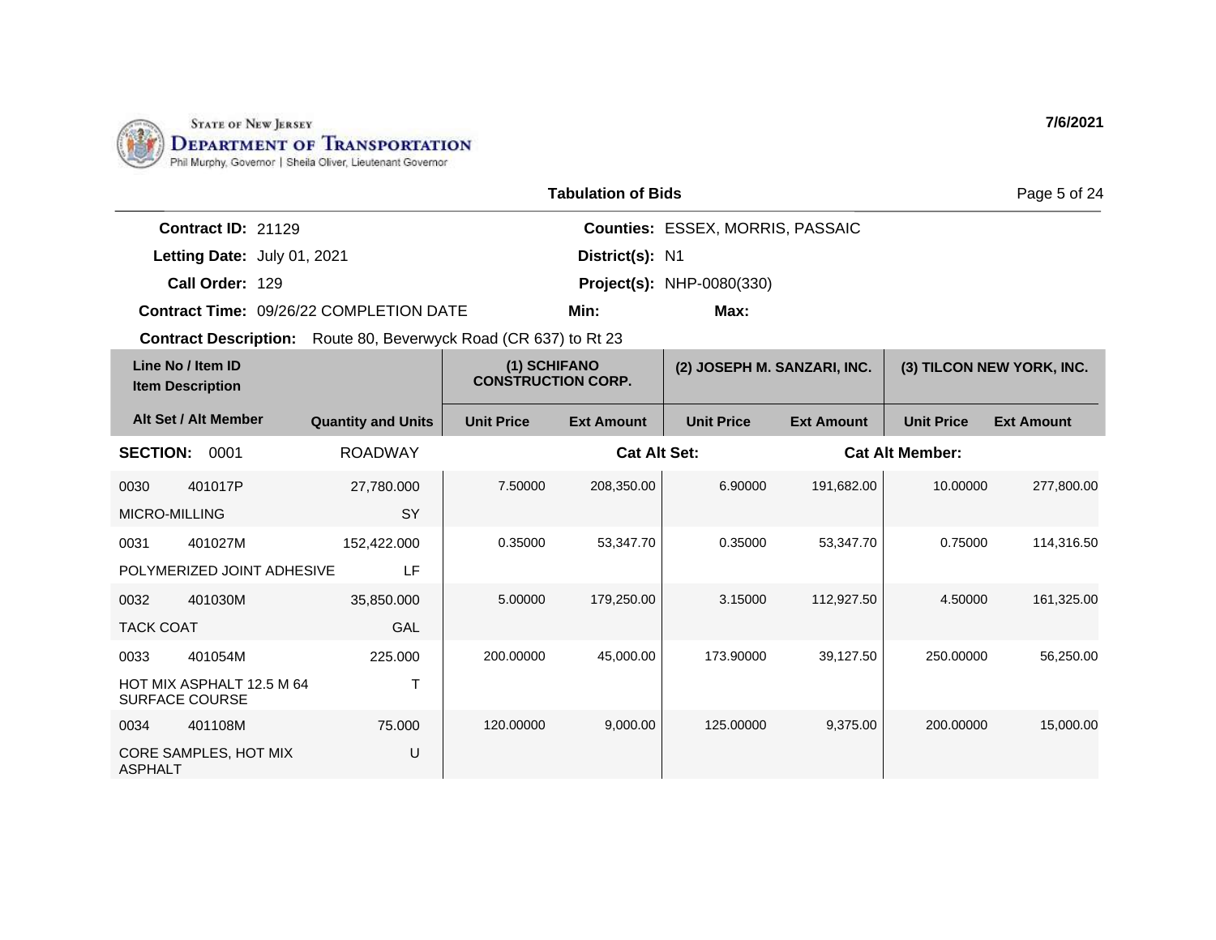State of New Jersey
**Department of Transportation**
Phil Murphy, Governor | Sheila Oliver, Lieutenant Governor

7/6/2021

## Tabulation of Bids

**Contract ID:** 21129
**Letting Date:** July 01, 2021
**Call Order:** 129
**Contract Time:** 09/26/22 COMPLETION DATE
**Contract Description:** Route 80, Beverwyck Road (CR 637) to Rt 23

**Counties:** ESSEX, MORRIS, PASSAIC
**District(s):** N1
**Project(s):** NHP-0080(330)
**Min:**
**Max:**

| Line No / Item ID | Item Description | Quantity and Units | (1) SCHIFANO CONSTRUCTION CORP. | | (2) JOSEPH M. SANZARI, INC. | | (3) TILCON NEW YORK, INC. | |
|---|---|---|---|---|---|---|---|---|
| Alt Set / Alt Member | | | Unit Price | Ext Amount | Unit Price | Ext Amount | Unit Price | Ext Amount |
| **SECTION: 0001** | | ROADWAY | | **Cat Alt Set:** | | | **Cat Alt Member:** | |
| 0030 401017P | MICRO-MILLING | 27,780.000 SY | 7.50000 | 208,350.00 | 6.90000 | 191,682.00 | 10.00000 | 277,800.00 |
| 0031 401027M | POLYMERIZED JOINT ADHESIVE | 152,422.000 LF | 0.35000 | 53,347.70 | 0.35000 | 53,347.70 | 0.75000 | 114,316.50 |
| 0032 401030M | TACK COAT | 35,850.000 GAL | 5.00000 | 179,250.00 | 3.15000 | 112,927.50 | 4.50000 | 161,325.00 |
| 0033 401054M | HOT MIX ASPHALT 12.5 M 64 SURFACE COURSE | 225.000 T | 200.00000 | 45,000.00 | 173.90000 | 39,127.50 | 250.00000 | 56,250.00 |
| 0034 401108M | CORE SAMPLES, HOT MIX ASPHALT | 75.000 U | 120.00000 | 9,000.00 | 125.00000 | 9,375.00 | 200.00000 | 15,000.00 |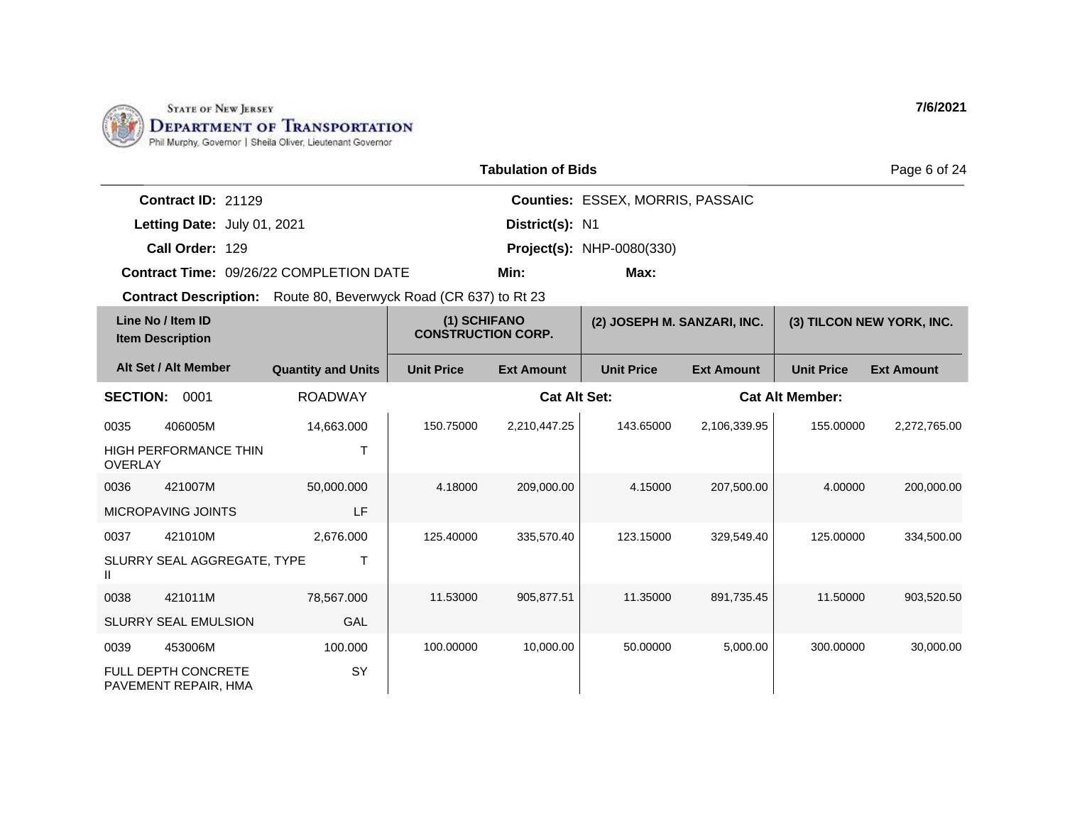State of New Jersey
**Department of Transportation**
Phil Murphy, Governor | Sheila Oliver, Lieutenant Governor

7/6/2021

## Tabulation of Bids

**Contract ID:** 21129
**Letting Date:** July 01, 2021
**Call Order:** 129
**Contract Time:** 09/26/22 COMPLETION DATE
**Counties:** ESSEX, MORRIS, PASSAIC
**District(s):** N1
**Project(s):** NHP-0080(330)
**Min:**
**Max:**
**Contract Description:** Route 80, Beverwyck Road (CR 637) to Rt 23

| Line No / Item ID | Item Description | Quantity and Units | (1) SCHIFANO CONSTRUCTION CORP. Unit Price | (1) SCHIFANO CONSTRUCTION CORP. Ext Amount | (2) JOSEPH M. SANZARI, INC. Unit Price | (2) JOSEPH M. SANZARI, INC. Ext Amount | (3) TILCON NEW YORK, INC. Unit Price | (3) TILCON NEW YORK, INC. Ext Amount |
|---|---|---|---|---|---|---|---|---|
| **SECTION: 0001** | | ROADWAY | | Cat Alt Set: | | Cat Alt Member: | | |
| 0035 406005M | HIGH PERFORMANCE THIN OVERLAY | 14,663.000 T | 150.75000 | 2,210,447.25 | 143.65000 | 2,106,339.95 | 155.00000 | 2,272,765.00 |
| 0036 421007M | MICROPAVING JOINTS | 50,000.000 LF | 4.18000 | 209,000.00 | 4.15000 | 207,500.00 | 4.00000 | 200,000.00 |
| 0037 421010M | SLURRY SEAL AGGREGATE, TYPE II | 2,676.000 T | 125.40000 | 335,570.40 | 123.15000 | 329,549.40 | 125.00000 | 334,500.00 |
| 0038 421011M | SLURRY SEAL EMULSION | 78,567.000 GAL | 11.53000 | 905,877.51 | 11.35000 | 891,735.45 | 11.50000 | 903,520.50 |
| 0039 453006M | FULL DEPTH CONCRETE PAVEMENT REPAIR, HMA | 100.000 SY | 100.00000 | 10,000.00 | 50.00000 | 5,000.00 | 300.00000 | 30,000.00 |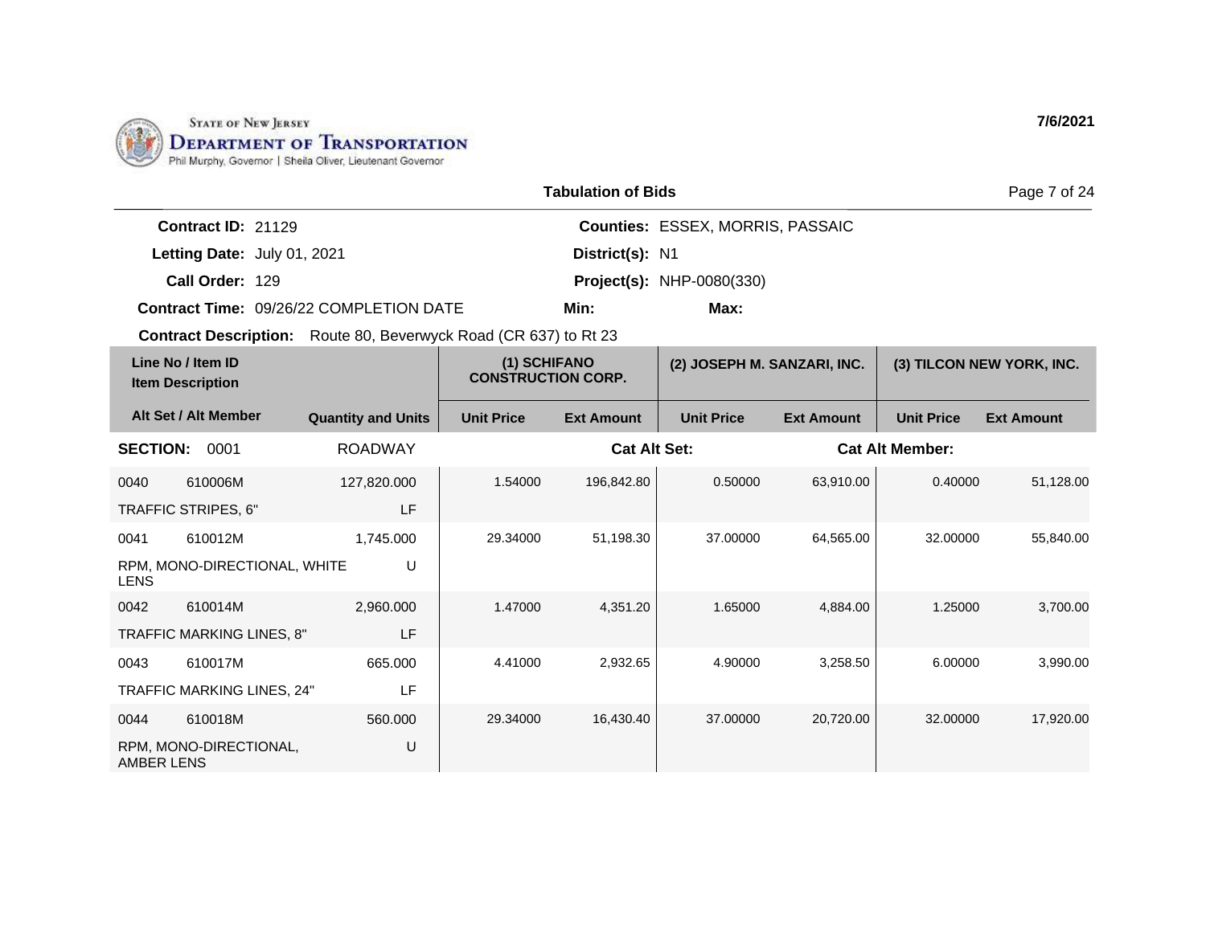STATE OF NEW JERSEY
DEPARTMENT OF TRANSPORTATION
Phil Murphy, Governor | Sheila Oliver, Lieutenant Governor

7/6/2021

## Tabulation of Bids

**Contract ID:** 21129
**Letting Date:** July 01, 2021
**Call Order:** 129
**Contract Time:** 09/26/22 COMPLETION DATE
**Counties:** ESSEX, MORRIS, PASSAIC
**District(s):** N1
**Project(s):** NHP-0080(330)
**Min:**
**Max:**
**Contract Description:** Route 80, Beverwyck Road (CR 637) to Rt 23

| Line No / Item ID / Item Description | Alt Set / Alt Member | Quantity and Units | (1) SCHIFANO CONSTRUCTION CORP. Unit Price | (1) SCHIFANO CONSTRUCTION CORP. Ext Amount | (2) JOSEPH M. SANZARI, INC. Unit Price | (2) JOSEPH M. SANZARI, INC. Ext Amount | (3) TILCON NEW YORK, INC. Unit Price | (3) TILCON NEW YORK, INC. Ext Amount |
|---|---|---|---|---|---|---|---|---|
| **SECTION: 0001** | | ROADWAY | | **Cat Alt Set:** | | **Cat Alt Member:** | | |
| 0040 610006M TRAFFIC STRIPES, 6" | | 127,820.000 LF | 1.54000 | 196,842.80 | 0.50000 | 63,910.00 | 0.40000 | 51,128.00 |
| 0041 610012M RPM, MONO-DIRECTIONAL, WHITE LENS | | 1,745.000 U | 29.34000 | 51,198.30 | 37.00000 | 64,565.00 | 32.00000 | 55,840.00 |
| 0042 610014M TRAFFIC MARKING LINES, 8" | | 2,960.000 LF | 1.47000 | 4,351.20 | 1.65000 | 4,884.00 | 1.25000 | 3,700.00 |
| 0043 610017M TRAFFIC MARKING LINES, 24" | | 665.000 LF | 4.41000 | 2,932.65 | 4.90000 | 3,258.50 | 6.00000 | 3,990.00 |
| 0044 610018M RPM, MONO-DIRECTIONAL, AMBER LENS | | 560.000 U | 29.34000 | 16,430.40 | 37.00000 | 20,720.00 | 32.00000 | 17,920.00 |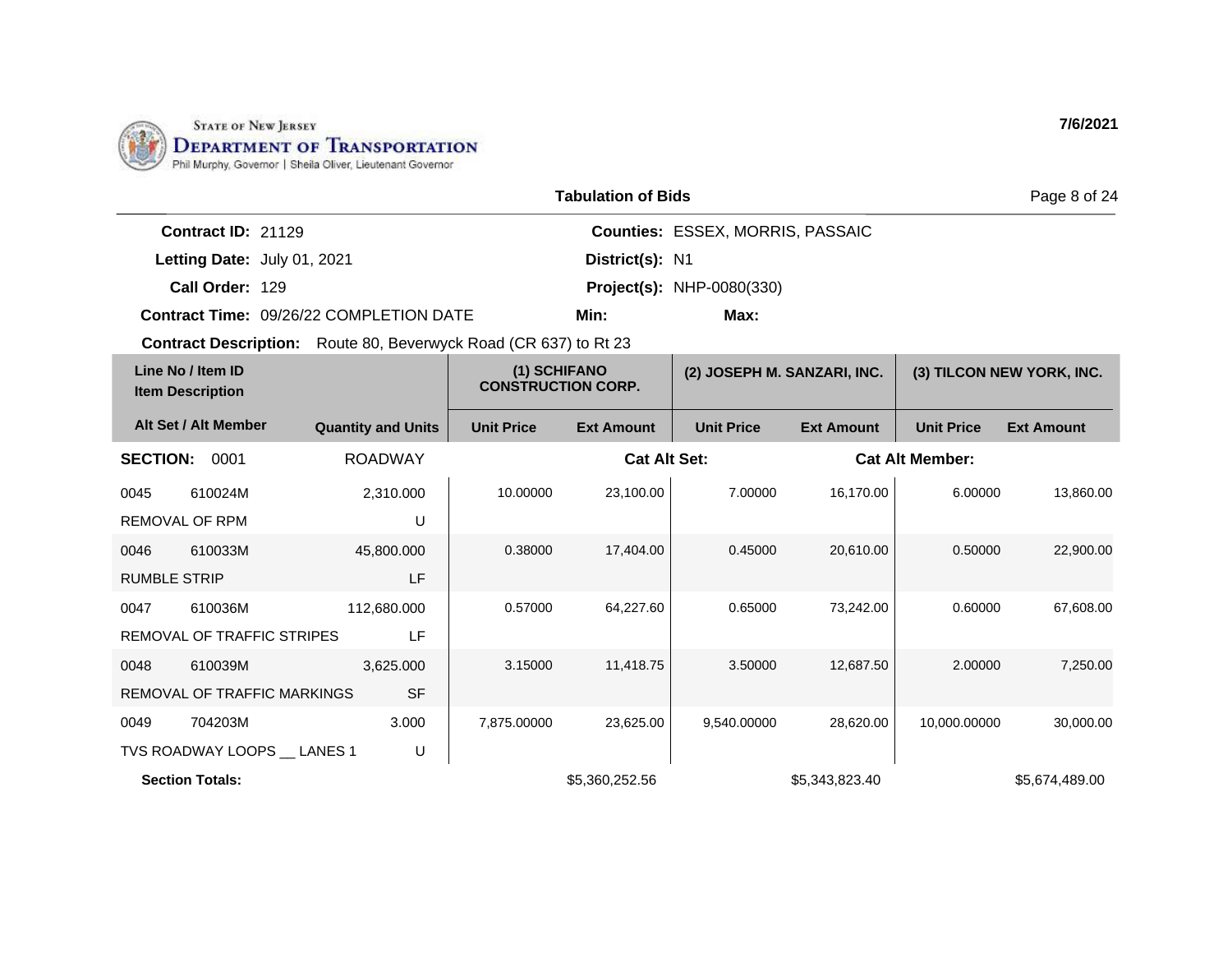State of New Jersey
**Department of Transportation**
Phil Murphy, Governor | Sheila Oliver, Lieutenant Governor

**7/6/2021**

## Tabulation of Bids

**Contract ID:** 21129 | **Counties:** ESSEX, MORRIS, PASSAIC
**Letting Date:** July 01, 2021 | **District(s):** N1
**Call Order:** 129 | **Project(s):** NHP-0080(330)
**Contract Time:** 09/26/22 COMPLETION DATE | **Min:** | **Max:**
**Contract Description:** Route 80, Beverwyck Road (CR 637) to Rt 23

| Line No / Item ID | Item Description | Alt Set / Alt Member | Quantity and Units | (1) SCHIFANO CONSTRUCTION CORP. Unit Price | (1) SCHIFANO CONSTRUCTION CORP. Ext Amount | (2) JOSEPH M. SANZARI, INC. Unit Price | (2) JOSEPH M. SANZARI, INC. Ext Amount | (3) TILCON NEW YORK, INC. Unit Price | (3) TILCON NEW YORK, INC. Ext Amount |
|---|---|---|---|---|---|---|---|---|---|
| **SECTION: 0001** | ROADWAY | | | Cat Alt Set: | | Cat Alt Member: | | | |
| 0045 610024M | REMOVAL OF RPM | | 2,310.000 U | 10.00000 | 23,100.00 | 7.00000 | 16,170.00 | 6.00000 | 13,860.00 |
| 0046 610033M | RUMBLE STRIP | | 45,800.000 LF | 0.38000 | 17,404.00 | 0.45000 | 20,610.00 | 0.50000 | 22,900.00 |
| 0047 610036M | REMOVAL OF TRAFFIC STRIPES | | 112,680.000 LF | 0.57000 | 64,227.60 | 0.65000 | 73,242.00 | 0.60000 | 67,608.00 |
| 0048 610039M | REMOVAL OF TRAFFIC MARKINGS | | 3,625.000 SF | 3.15000 | 11,418.75 | 3.50000 | 12,687.50 | 2.00000 | 7,250.00 |
| 0049 704203M | TVS ROADWAY LOOPS __ LANES 1 | | 3.000 U | 7,875.00000 | 23,625.00 | 9,540.00000 | 28,620.00 | 10,000.00000 | 30,000.00 |
| **Section Totals:** | | | | | $5,360,252.56 | | $5,343,823.40 | | $5,674,489.00 |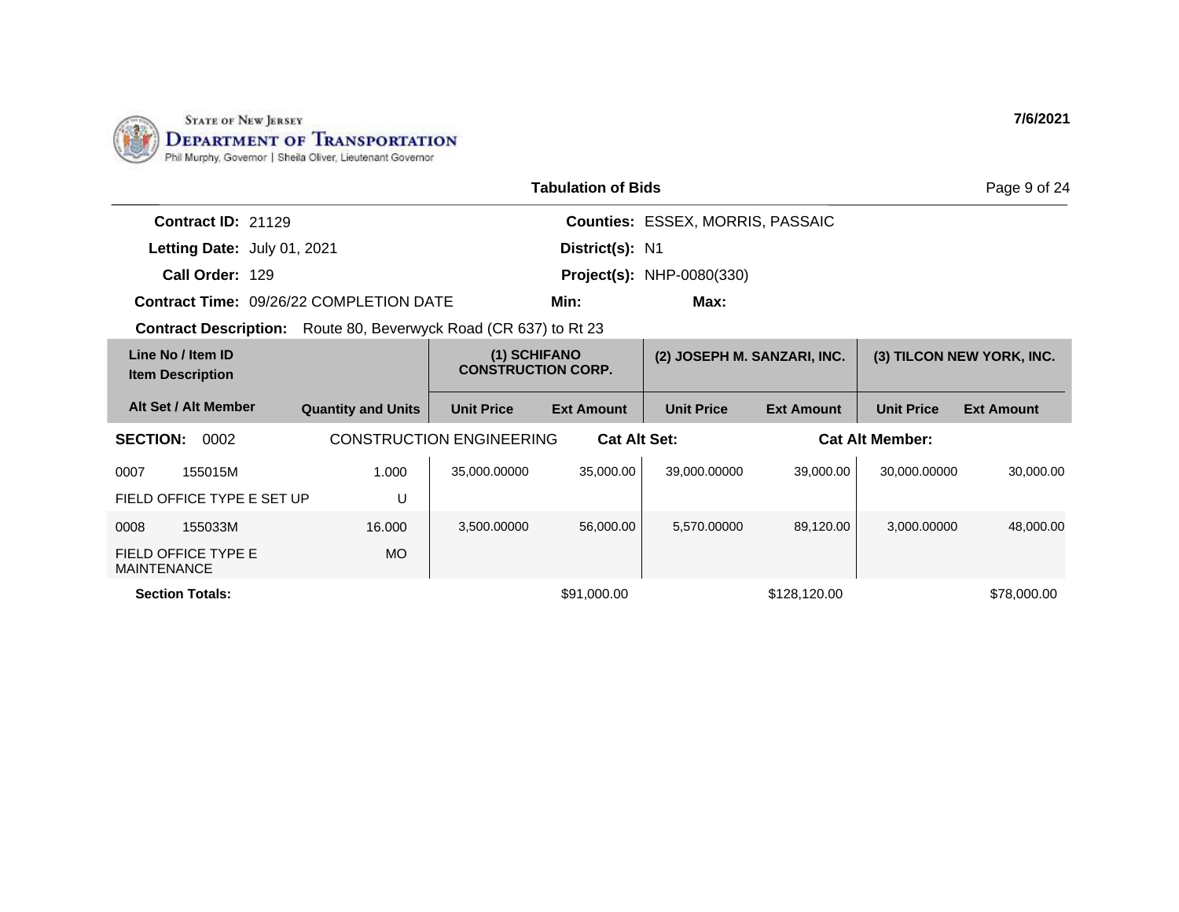STATE OF NEW JERSEY
DEPARTMENT OF TRANSPORTATION
Phil Murphy, Governor | Sheila Oliver, Lieutenant Governor

7/6/2021

**Tabulation of Bids**

**Contract ID:** 21129
**Letting Date:** July 01, 2021
**Call Order:** 129
**Contract Time:** 09/26/22 COMPLETION DATE
**Counties:** ESSEX, MORRIS, PASSAIC
**District(s):** N1
**Project(s):** NHP-0080(330)
**Min:**
**Max:**
**Contract Description:** Route 80, Beverwyck Road (CR 637) to Rt 23

| Line No / Item ID / Item Description | | | (1) SCHIFANO CONSTRUCTION CORP. | | (2) JOSEPH M. SANZARI, INC. | | (3) TILCON NEW YORK, INC. | |
|---|---|---|---|---|---|---|---|---|
| **Alt Set / Alt Member** | | **Quantity and Units** | **Unit Price** | **Ext Amount** | **Unit Price** | **Ext Amount** | **Unit Price** | **Ext Amount** |
| **SECTION:** 0002 | | CONSTRUCTION ENGINEERING | | **Cat Alt Set:** | | **Cat Alt Member:** | | |
| 0007 | 155015M | 1.000 | 35,000.00000 | 35,000.00 | 39,000.00000 | 39,000.00 | 30,000.00000 | 30,000.00 |
| FIELD OFFICE TYPE E SET UP | | U | | | | | | |
| 0008 | 155033M | 16.000 | 3,500.00000 | 56,000.00 | 5,570.00000 | 89,120.00 | 3,000.00000 | 48,000.00 |
| FIELD OFFICE TYPE E MAINTENANCE | | MO | | | | | | |
| **Section Totals:** | | | | $91,000.00 | | $128,120.00 | | $78,000.00 |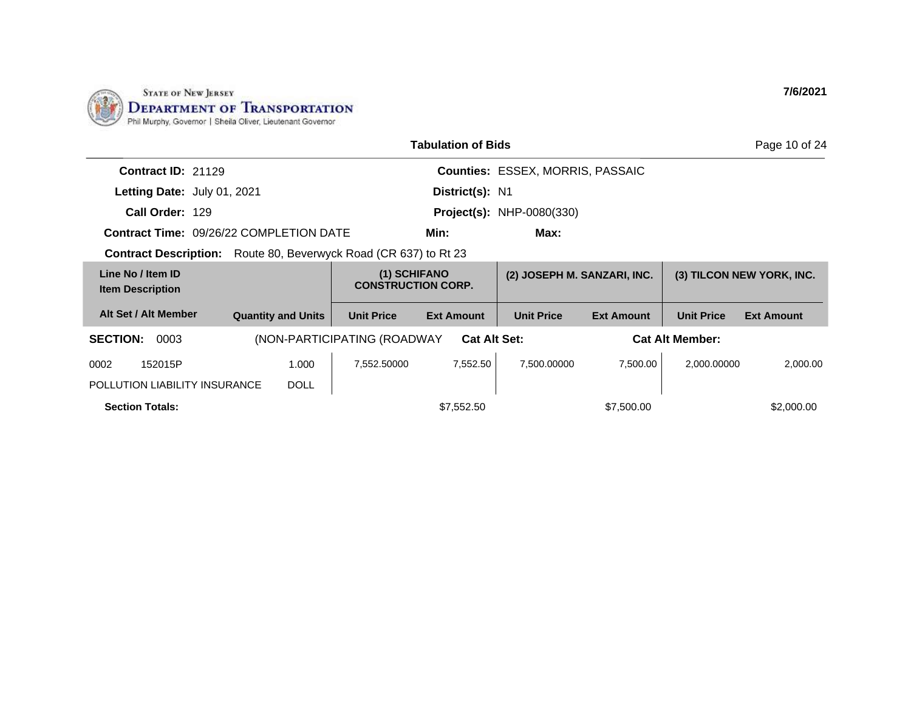STATE OF NEW JERSEY
DEPARTMENT OF TRANSPORTATION
Phil Murphy, Governor | Sheila Oliver, Lieutenant Governor

7/6/2021

## Tabulation of Bids

**Contract ID:** 21129
**Letting Date:** July 01, 2021
**Call Order:** 129
**Contract Time:** 09/26/22 COMPLETION DATE
**Contract Description:** Route 80, Beverwyck Road (CR 637) to Rt 23

**Counties:** ESSEX, MORRIS, PASSAIC
**District(s):** N1
**Project(s):** NHP-0080(330)
**Min:**
**Max:**

| Line No / Item ID | Item Description / Alt Set / Alt Member | Quantity and Units | (1) SCHIFANO CONSTRUCTION CORP. | | (2) JOSEPH M. SANZARI, INC. | | (3) TILCON NEW YORK, INC. | |
|---|---|---|---|---|---|---|---|---|
| | | | Unit Price | Ext Amount | Unit Price | Ext Amount | Unit Price | Ext Amount |
| **SECTION: 0003** | (NON-PARTICIPATING (ROADWAY | | **Cat Alt Set:** | | | **Cat Alt Member:** | | |
| 0002 152015P | POLLUTION LIABILITY INSURANCE | 1.000 DOLL | 7,552.50000 | 7,552.50 | 7,500.00000 | 7,500.00 | 2,000.00000 | 2,000.00 |
| **Section Totals:** | | | | $7,552.50 | | $7,500.00 | | $2,000.00 |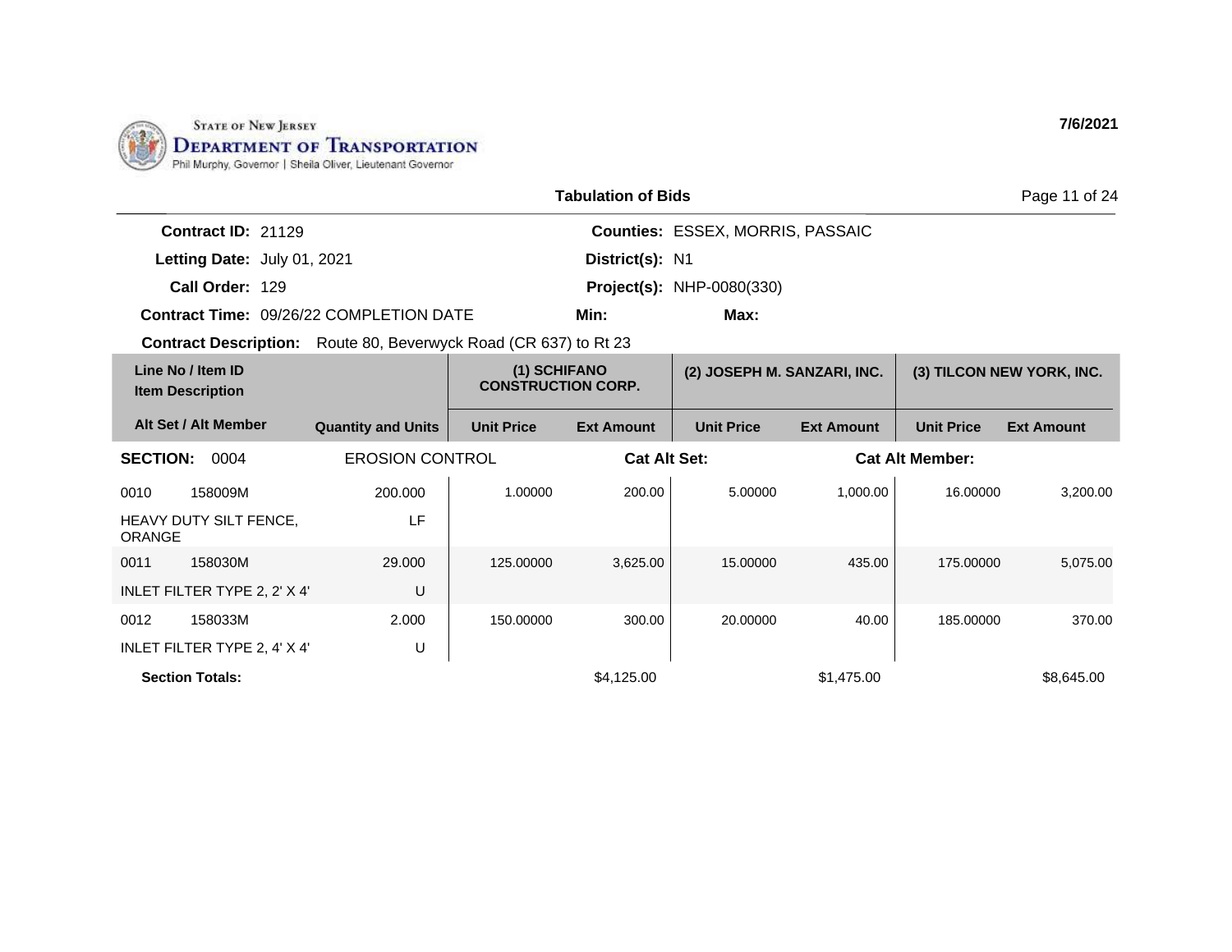State of New Jersey
Department of Transportation
Phil Murphy, Governor | Sheila Oliver, Lieutenant Governor

7/6/2021

## Tabulation of Bids

**Contract ID:** 21129
**Letting Date:** July 01, 2021
**Call Order:** 129
**Contract Time:** 09/26/22 COMPLETION DATE
**Contract Description:** Route 80, Beverwyck Road (CR 637) to Rt 23

**Counties:** ESSEX, MORRIS, PASSAIC
**District(s):** N1
**Project(s):** NHP-0080(330)
**Min:**
**Max:**

| Line No / Item ID / Item Description | Alt Set / Alt Member | Quantity and Units | (1) SCHIFANO CONSTRUCTION CORP. Unit Price | (1) Ext Amount | (2) JOSEPH M. SANZARI, INC. Unit Price | (2) Ext Amount | (3) TILCON NEW YORK, INC. Unit Price | (3) Ext Amount |
|---|---|---|---|---|---|---|---|---|
| **SECTION: 0004** | | EROSION CONTROL | | Cat Alt Set: | | Cat Alt Member: | | |
| 0010 158009M HEAVY DUTY SILT FENCE, ORANGE | | 200.000 LF | 1.00000 | 200.00 | 5.00000 | 1,000.00 | 16.00000 | 3,200.00 |
| 0011 158030M INLET FILTER TYPE 2, 2' X 4' | | 29.000 U | 125.00000 | 3,625.00 | 15.00000 | 435.00 | 175.00000 | 5,075.00 |
| 0012 158033M INLET FILTER TYPE 2, 4' X 4' | | 2.000 U | 150.00000 | 300.00 | 20.00000 | 40.00 | 185.00000 | 370.00 |
| **Section Totals:** | | | | $4,125.00 | | $1,475.00 | | $8,645.00 |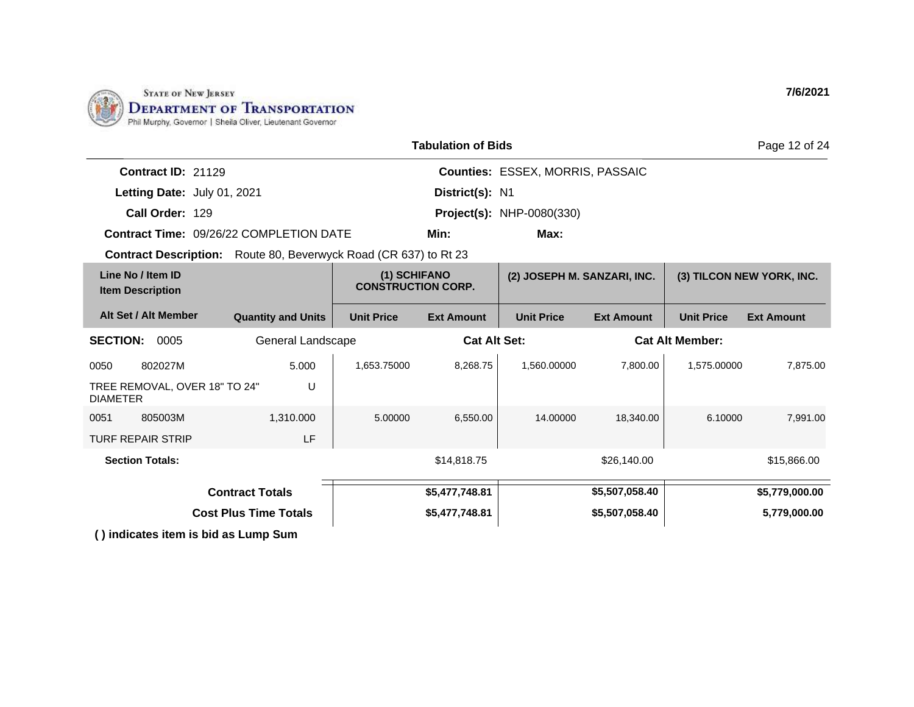State of New Jersey
**Department of Transportation**
Phil Murphy, Governor | Sheila Oliver, Lieutenant Governor

7/6/2021

## Tabulation of Bids

**Contract ID:** 21129
**Letting Date:** July 01, 2021
**Call Order:** 129
**Contract Time:** 09/26/22 COMPLETION DATE
**Counties:** ESSEX, MORRIS, PASSAIC
**District(s):** N1
**Project(s):** NHP-0080(330)
**Min:**
**Max:**

**Contract Description:** Route 80, Beverwyck Road (CR 637) to Rt 23

| Line No / Item ID | Item Description | Quantity and Units | (1) SCHIFANO CONSTRUCTION CORP. Unit Price | (1) SCHIFANO CONSTRUCTION CORP. Ext Amount | (2) JOSEPH M. SANZARI, INC. Unit Price | (2) JOSEPH M. SANZARI, INC. Ext Amount | (3) TILCON NEW YORK, INC. Unit Price | (3) TILCON NEW YORK, INC. Ext Amount |
|---|---|---|---|---|---|---|---|---|
| **SECTION: 0005** | General Landscape | | **Cat Alt Set:** | | | **Cat Alt Member:** | | |
| 0050 802027M | TREE REMOVAL, OVER 18" TO 24" DIAMETER | 5.000 U | 1,653.75000 | 8,268.75 | 1,560.00000 | 7,800.00 | 1,575.00000 | 7,875.00 |
| 0051 805003M | TURF REPAIR STRIP | 1,310.000 LF | 5.00000 | 6,550.00 | 14.00000 | 18,340.00 | 6.10000 | 7,991.00 |
| **Section Totals:** | | | | $14,818.75 | | $26,140.00 | | $15,866.00 |
| **Contract Totals** | | | | **$5,477,748.81** | | **$5,507,058.40** | | **$5,779,000.00** |
| **Cost Plus Time Totals** | | | | **$5,477,748.81** | | **$5,507,058.40** | | **5,779,000.00** |

**( ) indicates item is bid as Lump Sum**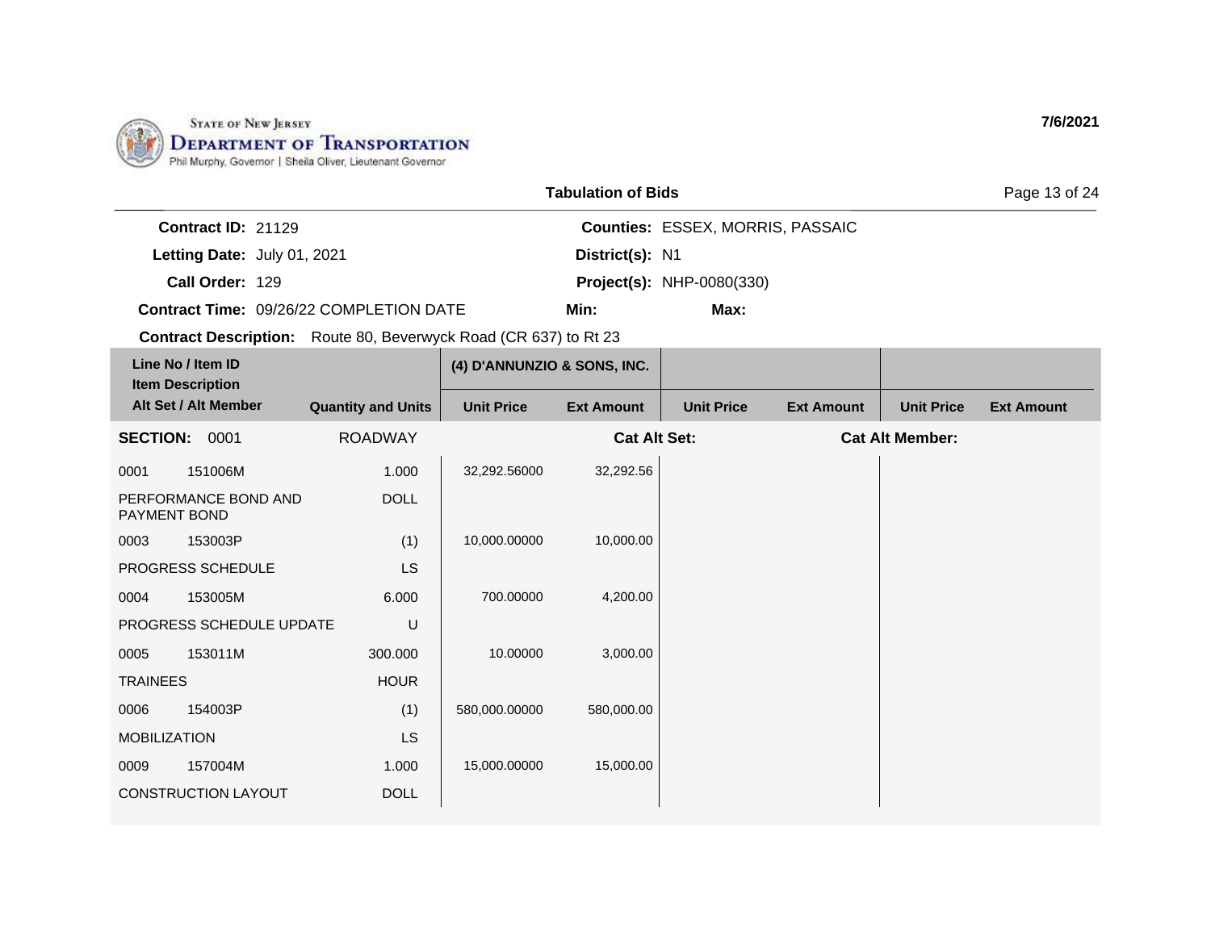STATE OF NEW JERSEY
DEPARTMENT OF TRANSPORTATION
Phil Murphy, Governor | Sheila Oliver, Lieutenant Governor

7/6/2021

## Tabulation of Bids

**Contract ID:** 21129
**Letting Date:** July 01, 2021
**Call Order:** 129
**Contract Time:** 09/26/22 COMPLETION DATE
**Contract Description:** Route 80, Beverwyck Road (CR 637) to Rt 23

**Counties:** ESSEX, MORRIS, PASSAIC
**District(s):** N1
**Project(s):** NHP-0080(330)
**Min:**
**Max:**

| Line No / Item ID<br>Item Description<br>Alt Set / Alt Member | | Quantity and Units | (4) D'ANNUNZIO & SONS, INC. | | | | | |
|---|---|---|---|---|---|---|---|---|
| | | | Unit Price | Ext Amount | Unit Price | Ext Amount | Unit Price | Ext Amount |
| **SECTION:** 0001 | | ROADWAY | | **Cat Alt Set:** | | **Cat Alt Member:** | | |
| 0001 | 151006M | 1.000 | 32,292.56000 | 32,292.56 | | | | |
| PERFORMANCE BOND AND PAYMENT BOND | | DOLL | | | | | | |
| 0003 | 153003P | (1) | 10,000.00000 | 10,000.00 | | | | |
| PROGRESS SCHEDULE | | LS | | | | | | |
| 0004 | 153005M | 6.000 | 700.00000 | 4,200.00 | | | | |
| PROGRESS SCHEDULE UPDATE | | U | | | | | | |
| 0005 | 153011M | 300.000 | 10.00000 | 3,000.00 | | | | |
| TRAINEES | | HOUR | | | | | | |
| 0006 | 154003P | (1) | 580,000.00000 | 580,000.00 | | | | |
| MOBILIZATION | | LS | | | | | | |
| 0009 | 157004M | 1.000 | 15,000.00000 | 15,000.00 | | | | |
| CONSTRUCTION LAYOUT | | DOLL | | | | | | |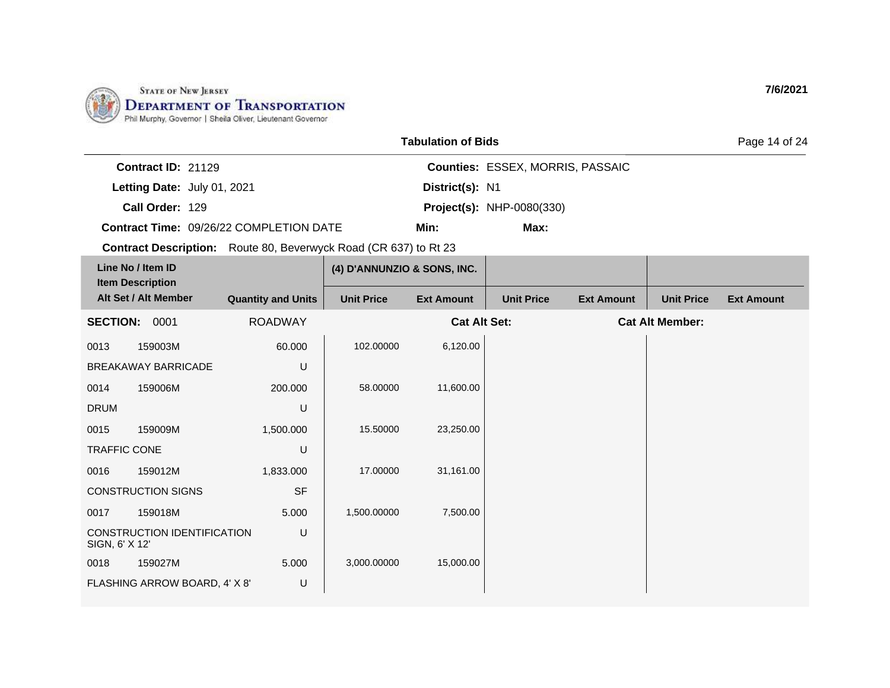STATE OF NEW JERSEY
DEPARTMENT OF TRANSPORTATION
Phil Murphy, Governor | Sheila Oliver, Lieutenant Governor

7/6/2021

## Tabulation of Bids

**Contract ID:** 21129
**Letting Date:** July 01, 2021
**Call Order:** 129
**Contract Time:** 09/26/22 COMPLETION DATE
**Contract Description:** Route 80, Beverwyck Road (CR 637) to Rt 23

**Counties:** ESSEX, MORRIS, PASSAIC
**District(s):** N1
**Project(s):** NHP-0080(330)
**Min:**
**Max:**

| Line No / Item ID / Item Description / Alt Set / Alt Member | | Quantity and Units | (4) D'ANNUNZIO & SONS, INC. | | | | | |
|---|---|---|---|---|---|---|---|---|
| | | | Unit Price | Ext Amount | Unit Price | Ext Amount | Unit Price | Ext Amount |
| **SECTION:** 0001 | | ROADWAY | | **Cat Alt Set:** | | **Cat Alt Member:** | | |
| 0013 | 159003M | 60.000 | 102.00000 | 6,120.00 | | | | |
| BREAKAWAY BARRICADE | | U | | | | | | |
| 0014 | 159006M | 200.000 | 58.00000 | 11,600.00 | | | | |
| DRUM | | U | | | | | | |
| 0015 | 159009M | 1,500.000 | 15.50000 | 23,250.00 | | | | |
| TRAFFIC CONE | | U | | | | | | |
| 0016 | 159012M | 1,833.000 | 17.00000 | 31,161.00 | | | | |
| CONSTRUCTION SIGNS | | SF | | | | | | |
| 0017 | 159018M | 5.000 | 1,500.00000 | 7,500.00 | | | | |
| CONSTRUCTION IDENTIFICATION SIGN, 6' X 12' | | U | | | | | | |
| 0018 | 159027M | 5.000 | 3,000.00000 | 15,000.00 | | | | |
| FLASHING ARROW BOARD, 4' X 8' | | U | | | | | | |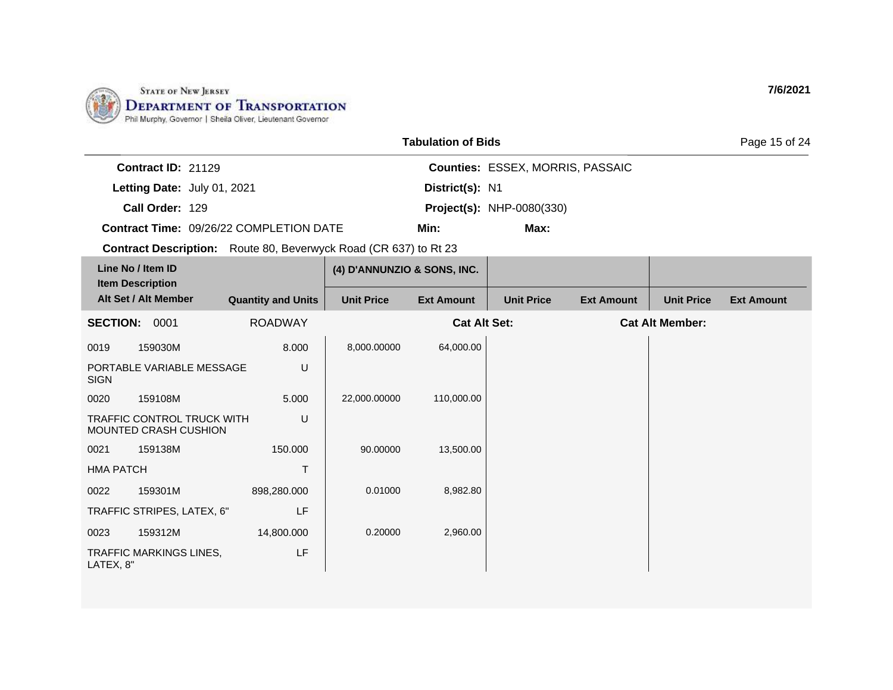STATE OF NEW JERSEY
DEPARTMENT OF TRANSPORTATION
Phil Murphy, Governor | Sheila Oliver, Lieutenant Governor

7/6/2021

## Tabulation of Bids

**Contract ID:** 21129
**Letting Date:** July 01, 2021
**Call Order:** 129
**Contract Time:** 09/26/22 COMPLETION DATE
**Contract Description:** Route 80, Beverwyck Road (CR 637) to Rt 23

**Counties:** ESSEX, MORRIS, PASSAIC
**District(s):** N1
**Project(s):** NHP-0080(330)
**Min:**
**Max:**

| Line No / Item ID / Item Description / Alt Set / Alt Member | | Quantity and Units | (4) D'ANNUNZIO & SONS, INC. Unit Price | Ext Amount | Unit Price | Ext Amount | Unit Price | Ext Amount |
|---|---|---|---|---|---|---|---|---|
| **SECTION:** 0001 | | ROADWAY | | **Cat Alt Set:** | | | **Cat Alt Member:** | |
| 0019 | 159030M | 8.000 | 8,000.00000 | 64,000.00 | | | | |
| PORTABLE VARIABLE MESSAGE SIGN | | U | | | | | | |
| 0020 | 159108M | 5.000 | 22,000.00000 | 110,000.00 | | | | |
| TRAFFIC CONTROL TRUCK WITH MOUNTED CRASH CUSHION | | U | | | | | | |
| 0021 | 159138M | 150.000 | 90.00000 | 13,500.00 | | | | |
| HMA PATCH | | T | | | | | | |
| 0022 | 159301M | 898,280.000 | 0.01000 | 8,982.80 | | | | |
| TRAFFIC STRIPES, LATEX, 6" | | LF | | | | | | |
| 0023 | 159312M | 14,800.000 | 0.20000 | 2,960.00 | | | | |
| TRAFFIC MARKINGS LINES, LATEX, 8" | | LF | | | | | | |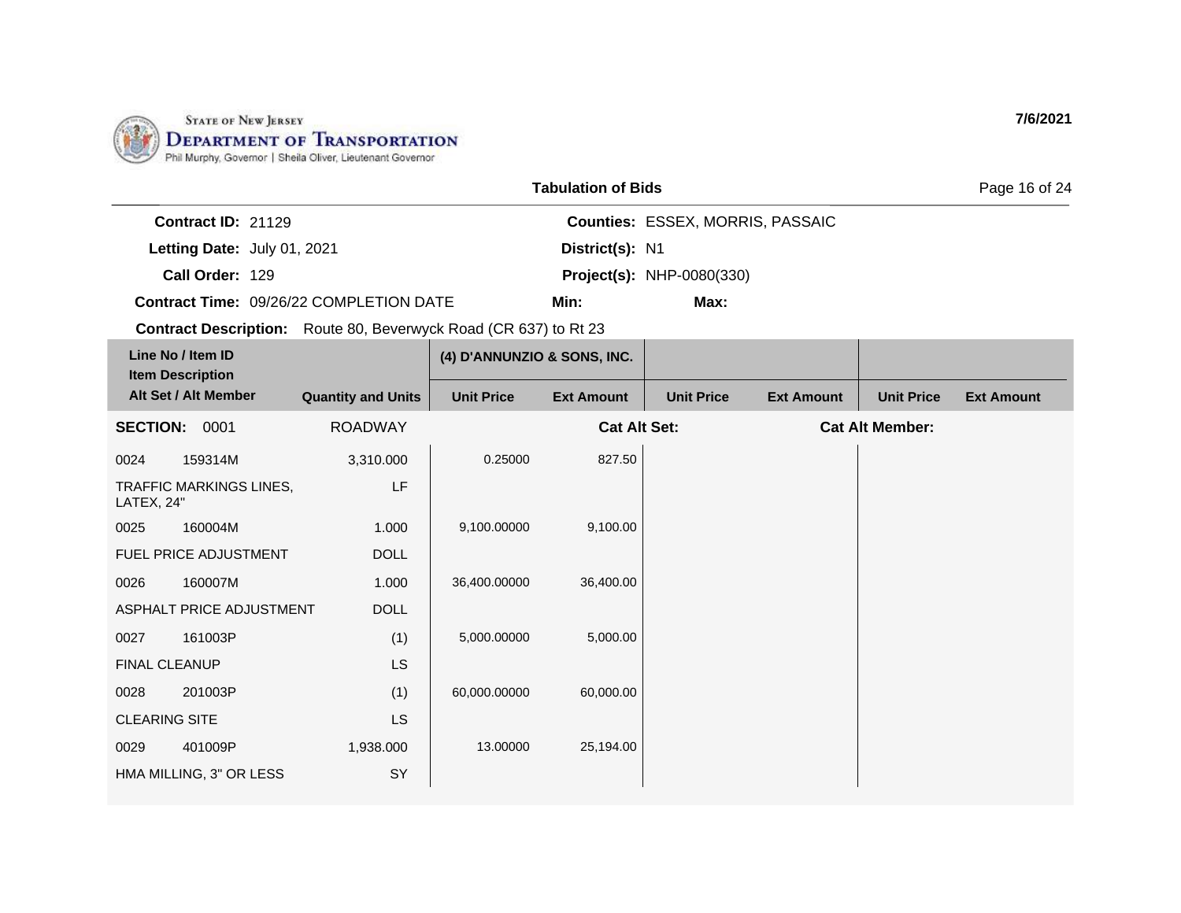STATE OF NEW JERSEY
DEPARTMENT OF TRANSPORTATION
Phil Murphy, Governor | Sheila Oliver, Lieutenant Governor

7/6/2021

## Tabulation of Bids

**Contract ID:** 21129
**Letting Date:** July 01, 2021
**Call Order:** 129
**Contract Time:** 09/26/22 COMPLETION DATE

**Counties:** ESSEX, MORRIS, PASSAIC
**District(s):** N1
**Project(s):** NHP-0080(330)
**Min:** **Max:**

**Contract Description:** Route 80, Beverwyck Road (CR 637) to Rt 23

| Line No / Item ID / Item Description / Alt Set / Alt Member | | Quantity and Units | (4) D'ANNUNZIO & SONS, INC. | | | | | |
|---|---|---|---|---|---|---|---|---|
| | | | Unit Price | Ext Amount | Unit Price | Ext Amount | Unit Price | Ext Amount |
| **SECTION:** | 0001 | ROADWAY | | Cat Alt Set: | | | Cat Alt Member: | |
| 0024 | 159314M | 3,310.000 | 0.25000 | 827.50 | | | | |
| TRAFFIC MARKINGS LINES, LATEX, 24" | | LF | | | | | | |
| 0025 | 160004M | 1.000 | 9,100.00000 | 9,100.00 | | | | |
| FUEL PRICE ADJUSTMENT | | DOLL | | | | | | |
| 0026 | 160007M | 1.000 | 36,400.00000 | 36,400.00 | | | | |
| ASPHALT PRICE ADJUSTMENT | | DOLL | | | | | | |
| 0027 | 161003P | (1) | 5,000.00000 | 5,000.00 | | | | |
| FINAL CLEANUP | | LS | | | | | | |
| 0028 | 201003P | (1) | 60,000.00000 | 60,000.00 | | | | |
| CLEARING SITE | | LS | | | | | | |
| 0029 | 401009P | 1,938.000 | 13.00000 | 25,194.00 | | | | |
| HMA MILLING, 3" OR LESS | | SY | | | | | | |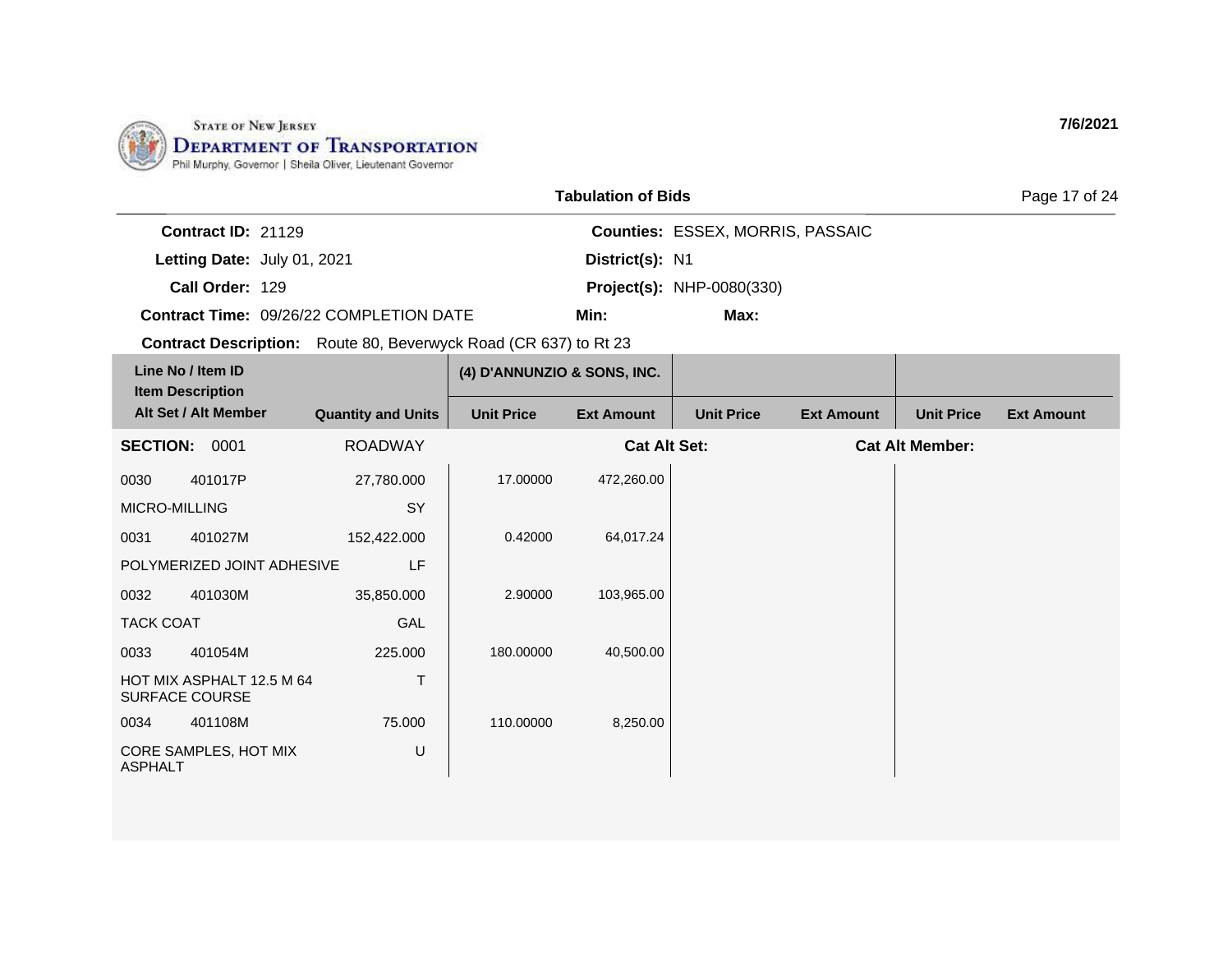STATE OF NEW JERSEY
DEPARTMENT OF TRANSPORTATION
Phil Murphy, Governor | Sheila Oliver, Lieutenant Governor

7/6/2021

## Tabulation of Bids

**Contract ID:** 21129
**Letting Date:** July 01, 2021
**Call Order:** 129
**Contract Time:** 09/26/22 COMPLETION DATE

**Counties:** ESSEX, MORRIS, PASSAIC
**District(s):** N1
**Project(s):** NHP-0080(330)
**Min:**
**Max:**

**Contract Description:** Route 80, Beverwyck Road (CR 637) to Rt 23

| Line No / Item ID / Item Description / Alt Set / Alt Member | | Quantity and Units | (4) D'ANNUNZIO & SONS, INC. Unit Price | Ext Amount | Unit Price | Ext Amount | Unit Price | Ext Amount |
|---|---|---|---|---|---|---|---|---|
| **SECTION:** 0001 | | ROADWAY | | **Cat Alt Set:** | | | **Cat Alt Member:** | |
| 0030 | 401017P | 27,780.000 | 17.00000 | 472,260.00 | | | | |
| MICRO-MILLING | | SY | | | | | | |
| 0031 | 401027M | 152,422.000 | 0.42000 | 64,017.24 | | | | |
| POLYMERIZED JOINT ADHESIVE | | LF | | | | | | |
| 0032 | 401030M | 35,850.000 | 2.90000 | 103,965.00 | | | | |
| TACK COAT | | GAL | | | | | | |
| 0033 | 401054M | 225.000 | 180.00000 | 40,500.00 | | | | |
| HOT MIX ASPHALT 12.5 M 64 SURFACE COURSE | | T | | | | | | |
| 0034 | 401108M | 75.000 | 110.00000 | 8,250.00 | | | | |
| CORE SAMPLES, HOT MIX ASPHALT | | U | | | | | | |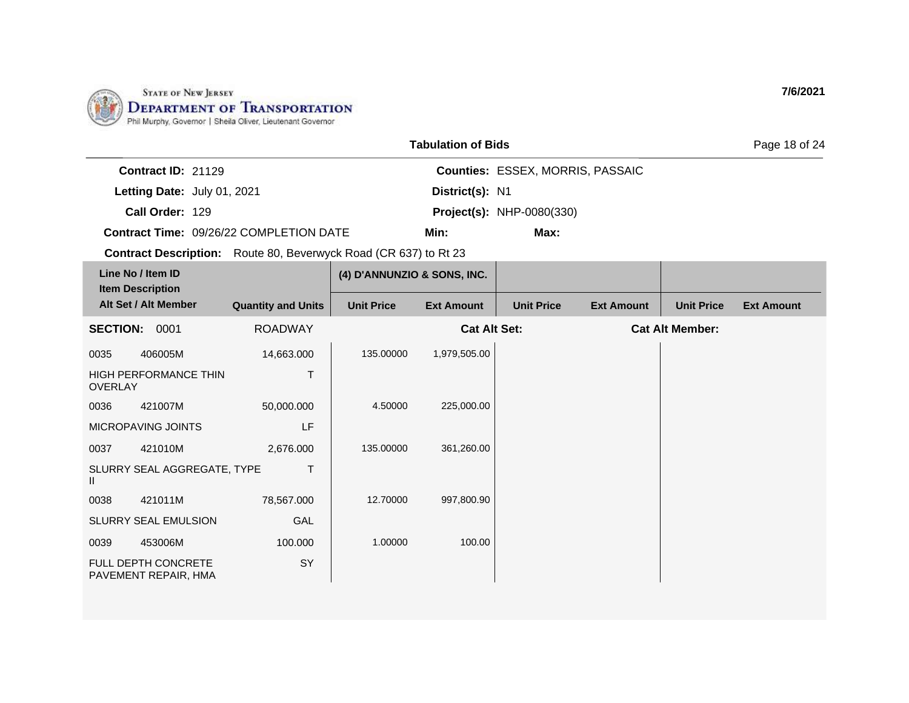STATE OF NEW JERSEY
DEPARTMENT OF TRANSPORTATION
Phil Murphy, Governor | Sheila Oliver, Lieutenant Governor

7/6/2021

## Tabulation of Bids

**Contract ID:** 21129
**Letting Date:** July 01, 2021
**Call Order:** 129
**Contract Time:** 09/26/22 COMPLETION DATE
**Contract Description:** Route 80, Beverwyck Road (CR 637) to Rt 23

**Counties:** ESSEX, MORRIS, PASSAIC
**District(s):** N1
**Project(s):** NHP-0080(330)
**Min:**
**Max:**

| Line No / Item ID / Item Description / Alt Set / Alt Member | | Quantity and Units | (4) D'ANNUNZIO & SONS, INC. Unit Price | Ext Amount | Unit Price | Ext Amount | Unit Price | Ext Amount |
|---|---|---|---|---|---|---|---|---|
| **SECTION:** 0001 | | ROADWAY | | Cat Alt Set: | | | Cat Alt Member: | |
| 0035 | 406005M | 14,663.000 | 135.00000 | 1,979,505.00 | | | | |
| HIGH PERFORMANCE THIN OVERLAY | | T | | | | | | |
| 0036 | 421007M | 50,000.000 | 4.50000 | 225,000.00 | | | | |
| MICROPAVING JOINTS | | LF | | | | | | |
| 0037 | 421010M | 2,676.000 | 135.00000 | 361,260.00 | | | | |
| SLURRY SEAL AGGREGATE, TYPE II | | T | | | | | | |
| 0038 | 421011M | 78,567.000 | 12.70000 | 997,800.90 | | | | |
| SLURRY SEAL EMULSION | | GAL | | | | | | |
| 0039 | 453006M | 100.000 | 1.00000 | 100.00 | | | | |
| FULL DEPTH CONCRETE PAVEMENT REPAIR, HMA | | SY | | | | | | |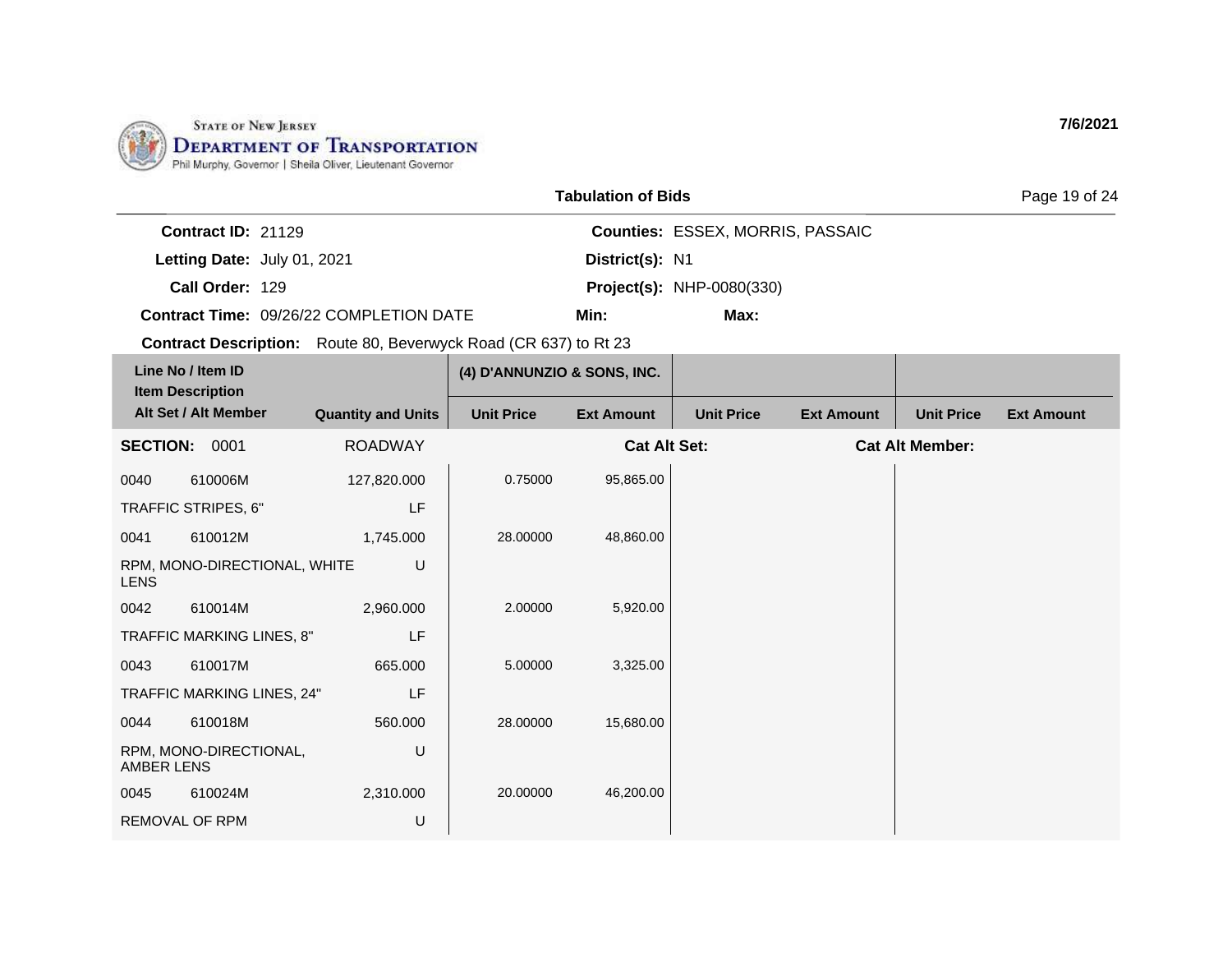STATE OF NEW JERSEY
DEPARTMENT OF TRANSPORTATION
Phil Murphy, Governor | Sheila Oliver, Lieutenant Governor

7/6/2021

## Tabulation of Bids

**Contract ID:** 21129
**Letting Date:** July 01, 2021
**Call Order:** 129
**Contract Time:** 09/26/22 COMPLETION DATE
**Contract Description:** Route 80, Beverwyck Road (CR 637) to Rt 23

**Counties:** ESSEX, MORRIS, PASSAIC
**District(s):** N1
**Project(s):** NHP-0080(330)
**Min:**
**Max:**

| Line No / Item ID / Item Description / Alt Set / Alt Member | | Quantity and Units | (4) D'ANNUNZIO & SONS, INC. | | | | | |
|---|---|---|---|---|---|---|---|---|
| | | | Unit Price | Ext Amount | Unit Price | Ext Amount | Unit Price | Ext Amount |
| **SECTION:** 0001 | | ROADWAY | | Cat Alt Set: | | | Cat Alt Member: | |
| 0040 | 610006M | 127,820.000 | 0.75000 | 95,865.00 | | | | |
| TRAFFIC STRIPES, 6" | | LF | | | | | | |
| 0041 | 610012M | 1,745.000 | 28.00000 | 48,860.00 | | | | |
| RPM, MONO-DIRECTIONAL, WHITE LENS | | U | | | | | | |
| 0042 | 610014M | 2,960.000 | 2.00000 | 5,920.00 | | | | |
| TRAFFIC MARKING LINES, 8" | | LF | | | | | | |
| 0043 | 610017M | 665.000 | 5.00000 | 3,325.00 | | | | |
| TRAFFIC MARKING LINES, 24" | | LF | | | | | | |
| 0044 | 610018M | 560.000 | 28.00000 | 15,680.00 | | | | |
| RPM, MONO-DIRECTIONAL, AMBER LENS | | U | | | | | | |
| 0045 | 610024M | 2,310.000 | 20.00000 | 46,200.00 | | | | |
| REMOVAL OF RPM | | U | | | | | | |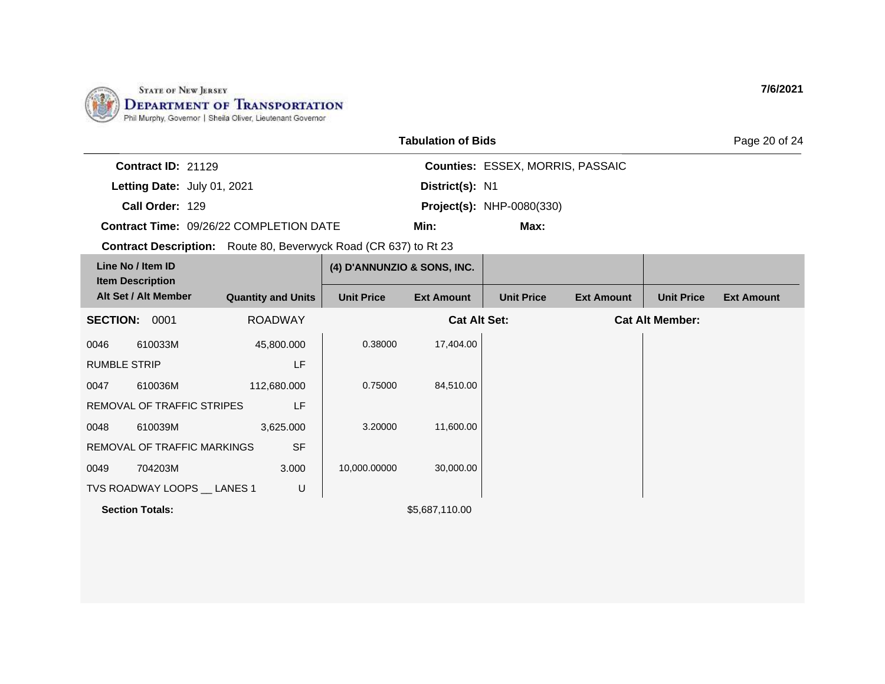STATE OF NEW JERSEY
DEPARTMENT OF TRANSPORTATION
Phil Murphy, Governor | Sheila Oliver, Lieutenant Governor

7/6/2021

## Tabulation of Bids

**Contract ID:** 21129
**Letting Date:** July 01, 2021
**Call Order:** 129
**Contract Time:** 09/26/22 COMPLETION DATE
**Contract Description:** Route 80, Beverwyck Road (CR 637) to Rt 23

**Counties:** ESSEX, MORRIS, PASSAIC
**District(s):** N1
**Project(s):** NHP-0080(330)
**Min:**
**Max:**

| Line No / Item ID / Item Description / Alt Set / Alt Member | | Quantity and Units | (4) D'ANNUNZIO & SONS, INC. Unit Price | Ext Amount | Unit Price | Ext Amount | Unit Price | Ext Amount |
|---|---|---|---|---|---|---|---|---|
| **SECTION:** 0001 | | ROADWAY | | **Cat Alt Set:** | | | **Cat Alt Member:** | |
| 0046 | 610033M | 45,800.000 | 0.38000 | 17,404.00 | | | | |
| RUMBLE STRIP | | LF | | | | | | |
| 0047 | 610036M | 112,680.000 | 0.75000 | 84,510.00 | | | | |
| REMOVAL OF TRAFFIC STRIPES | | LF | | | | | | |
| 0048 | 610039M | 3,625.000 | 3.20000 | 11,600.00 | | | | |
| REMOVAL OF TRAFFIC MARKINGS | | SF | | | | | | |
| 0049 | 704203M | 3.000 | 10,000.00000 | 30,000.00 | | | | |
| TVS ROADWAY LOOPS __ LANES 1 | | U | | | | | | |
| **Section Totals:** | | | | $5,687,110.00 | | | | |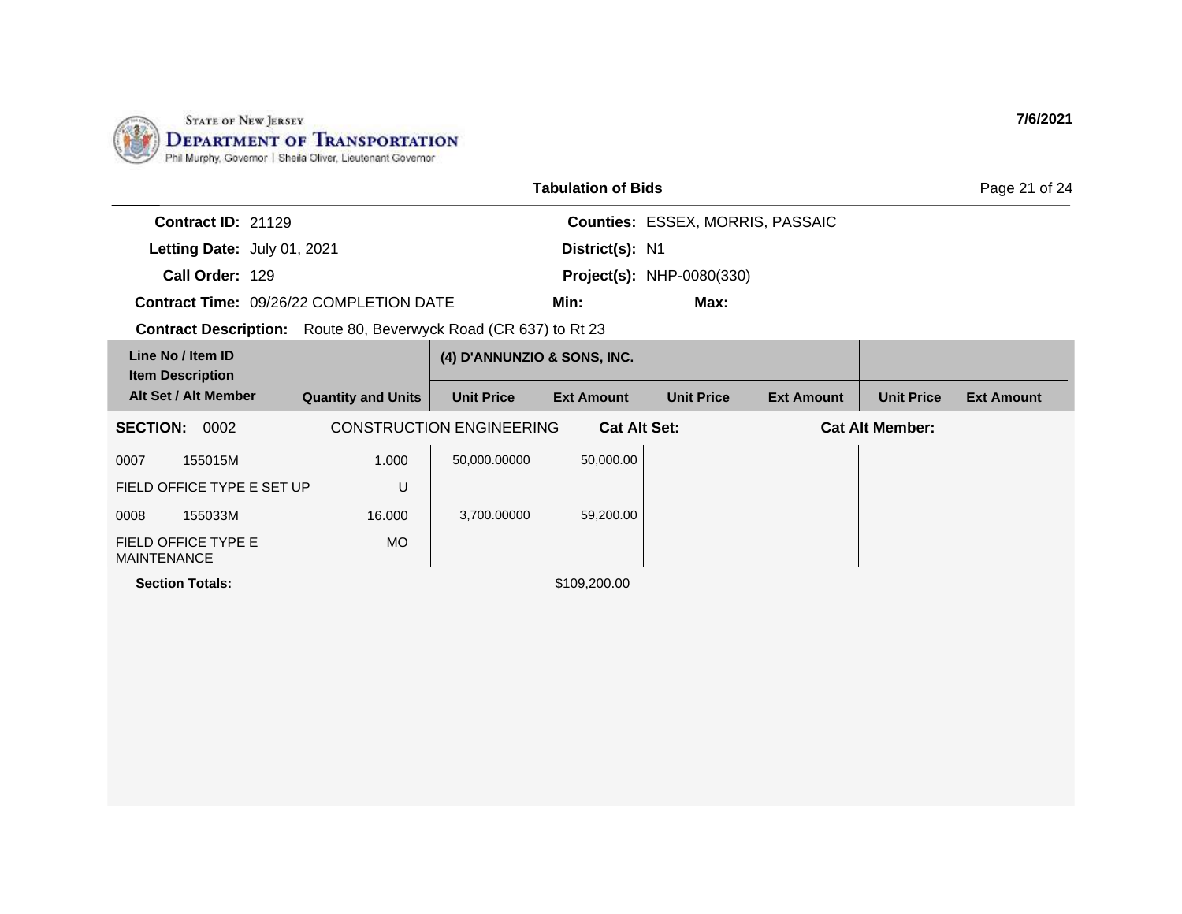STATE OF NEW JERSEY
DEPARTMENT OF TRANSPORTATION
Phil Murphy, Governor | Sheila Oliver, Lieutenant Governor

7/6/2021

## Tabulation of Bids

**Contract ID:** 21129
**Letting Date:** July 01, 2021
**Call Order:** 129
**Contract Time:** 09/26/22 COMPLETION DATE
**Contract Description:** Route 80, Beverwyck Road (CR 637) to Rt 23

**Counties:** ESSEX, MORRIS, PASSAIC
**District(s):** N1
**Project(s):** NHP-0080(330)
**Min:**
**Max:**

| Line No / Item ID<br>Item Description<br>Alt Set / Alt Member | Quantity and Units | (4) D'ANNUNZIO & SONS, INC. Unit Price | (4) D'ANNUNZIO & SONS, INC. Ext Amount | Unit Price | Ext Amount | Unit Price | Ext Amount |
|---|---|---|---|---|---|---|---|
| **SECTION:** 0002 CONSTRUCTION ENGINEERING | | | **Cat Alt Set:** | | **Cat Alt Member:** | | |
| 0007 155015M | 1.000 | 50,000.00000 | 50,000.00 | | | | |
| FIELD OFFICE TYPE E SET UP | U | | | | | | |
| 0008 155033M | 16.000 | 3,700.00000 | 59,200.00 | | | | |
| FIELD OFFICE TYPE E MAINTENANCE | MO | | | | | | |
| **Section Totals:** | | | $109,200.00 | | | | |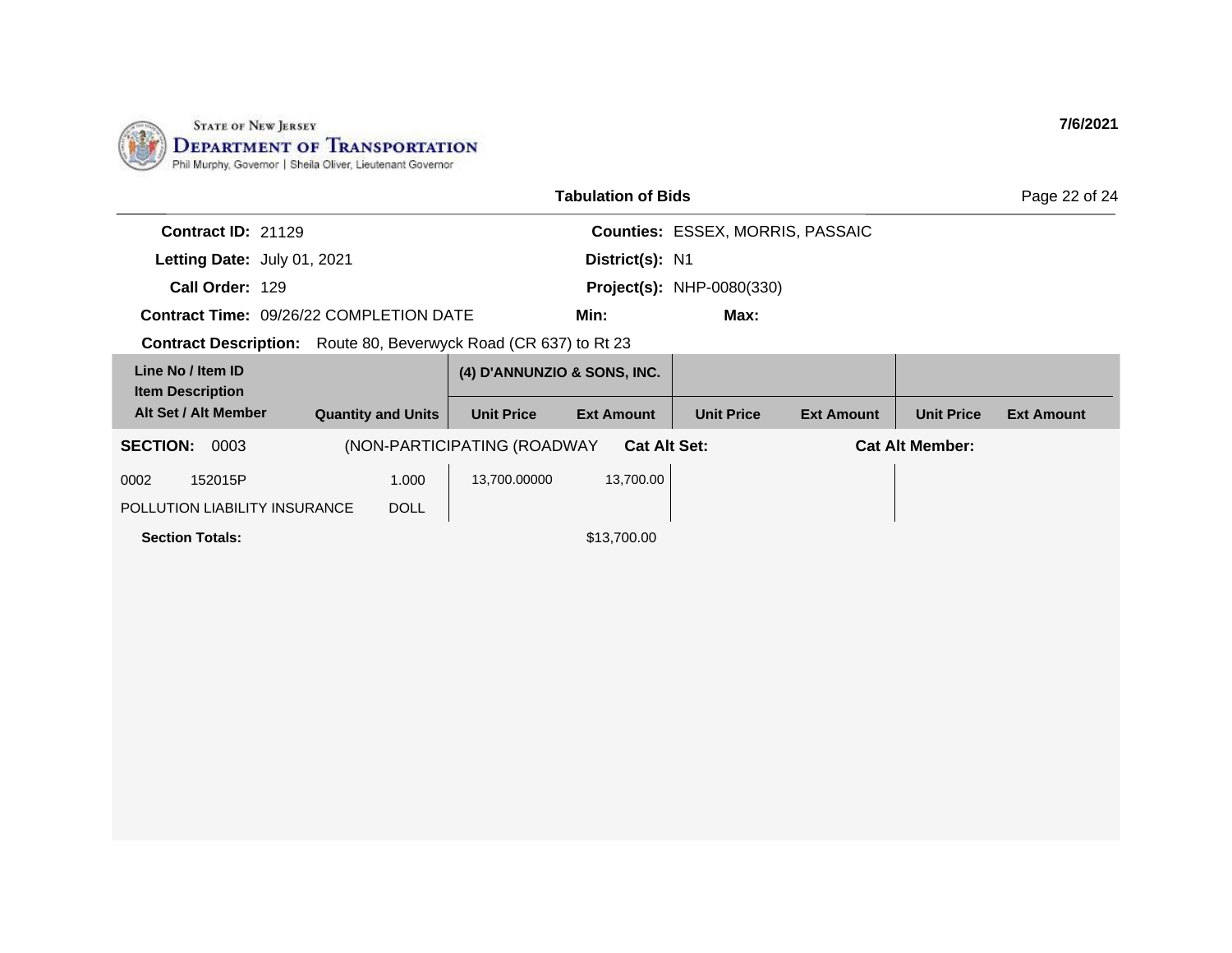STATE OF NEW JERSEY
DEPARTMENT OF TRANSPORTATION
Phil Murphy, Governor | Sheila Oliver, Lieutenant Governor

7/6/2021

## Tabulation of Bids

**Contract ID:** 21129
**Letting Date:** July 01, 2021
**Call Order:** 129
**Contract Time:** 09/26/22 COMPLETION DATE
**Contract Description:** Route 80, Beverwyck Road (CR 637) to Rt 23

**Counties:** ESSEX, MORRIS, PASSAIC
**District(s):** N1
**Project(s):** NHP-0080(330)
**Min:**
**Max:**

| Line No / Item ID<br>Item Description<br>Alt Set / Alt Member | Quantity and Units | (4) D'ANNUNZIO & SONS, INC. Unit Price | Ext Amount | Unit Price | Ext Amount | Unit Price | Ext Amount |
|---|---|---|---|---|---|---|---|
| **SECTION: 0003** (NON-PARTICIPATING (ROADWAY | | **Cat Alt Set:** | | | **Cat Alt Member:** | | |
| 0002 152015P<br>POLLUTION LIABILITY INSURANCE | 1.000<br>DOLL | 13,700.00000 | 13,700.00 | | | | |
| **Section Totals:** | | | $13,700.00 | | | | |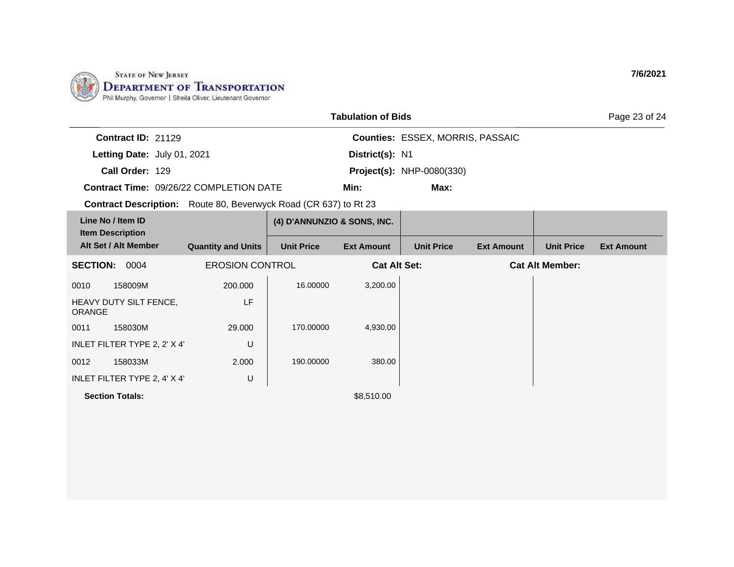STATE OF NEW JERSEY
DEPARTMENT OF TRANSPORTATION
Phil Murphy, Governor | Sheila Oliver, Lieutenant Governor

7/6/2021

## Tabulation of Bids

**Contract ID:** 21129
**Letting Date:** July 01, 2021
**Call Order:** 129
**Contract Time:** 09/26/22 COMPLETION DATE
**Contract Description:** Route 80, Beverwyck Road (CR 637) to Rt 23

**Counties:** ESSEX, MORRIS, PASSAIC
**District(s):** N1
**Project(s):** NHP-0080(330)
**Min:**
**Max:**

| Line No / Item ID / Item Description / Alt Set / Alt Member | | Quantity and Units | (4) D'ANNUNZIO & SONS, INC. | | | | | |
|---|---|---|---|---|---|---|---|---|
| | | | Unit Price | Ext Amount | Unit Price | Ext Amount | Unit Price | Ext Amount |
| **SECTION:** 0004 | | EROSION CONTROL | | **Cat Alt Set:** | | **Cat Alt Member:** | | |
| 0010 | 158009M | 200.000 | 16.00000 | 3,200.00 | | | | |
| HEAVY DUTY SILT FENCE, ORANGE | | LF | | | | | | |
| 0011 | 158030M | 29.000 | 170.00000 | 4,930.00 | | | | |
| INLET FILTER TYPE 2, 2' X 4' | | U | | | | | | |
| 0012 | 158033M | 2.000 | 190.00000 | 380.00 | | | | |
| INLET FILTER TYPE 2, 4' X 4' | | U | | | | | | |
| **Section Totals:** | | | | $8,510.00 | | | | |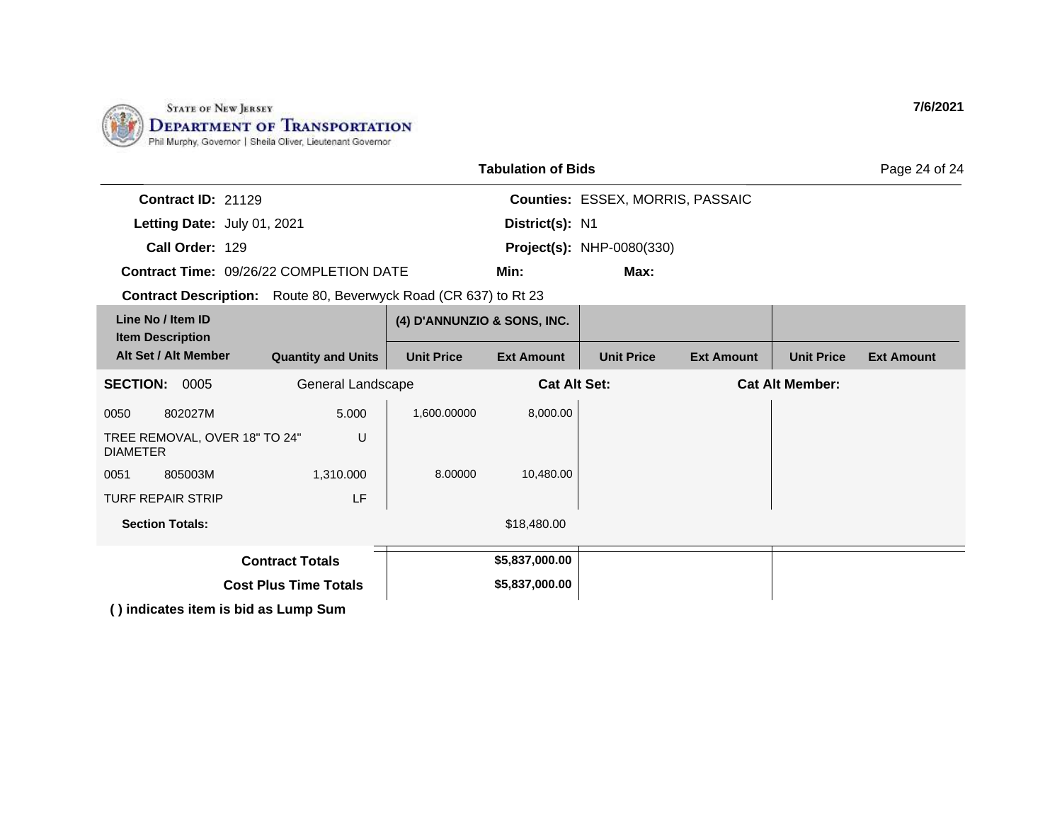STATE OF NEW JERSEY
DEPARTMENT OF TRANSPORTATION
Phil Murphy, Governor | Sheila Oliver, Lieutenant Governor

7/6/2021

**Tabulation of Bids**

**Contract ID:** 21129
**Letting Date:** July 01, 2021
**Call Order:** 129
**Contract Time:** 09/26/22 COMPLETION DATE
**Counties:** ESSEX, MORRIS, PASSAIC
**District(s):** N1
**Project(s):** NHP-0080(330)
**Min:**
**Max:**
**Contract Description:** Route 80, Beverwyck Road (CR 637) to Rt 23

| Line No / Item ID / Item Description / Alt Set / Alt Member | | Quantity and Units | (4) D'ANNUNZIO & SONS, INC. | | | | | |
|---|---|---|---|---|---|---|---|---|
| | | | Unit Price | Ext Amount | Unit Price | Ext Amount | Unit Price | Ext Amount |
| **SECTION:** 0005 | | General Landscape | | **Cat Alt Set:** | | **Cat Alt Member:** | | |
| 0050 | 802027M | 5.000 | 1,600.00000 | 8,000.00 | | | | |
| TREE REMOVAL, OVER 18" TO 24" DIAMETER | | U | | | | | | |
| 0051 | 805003M | 1,310.000 | 8.00000 | 10,480.00 | | | | |
| TURF REPAIR STRIP | | LF | | | | | | |
| **Section Totals:** | | | | $18,480.00 | | | | |
| | | **Contract Totals** | | **$5,837,000.00** | | | | |
| | | **Cost Plus Time Totals** | | **$5,837,000.00** | | | | |

**( ) indicates item is bid as Lump Sum**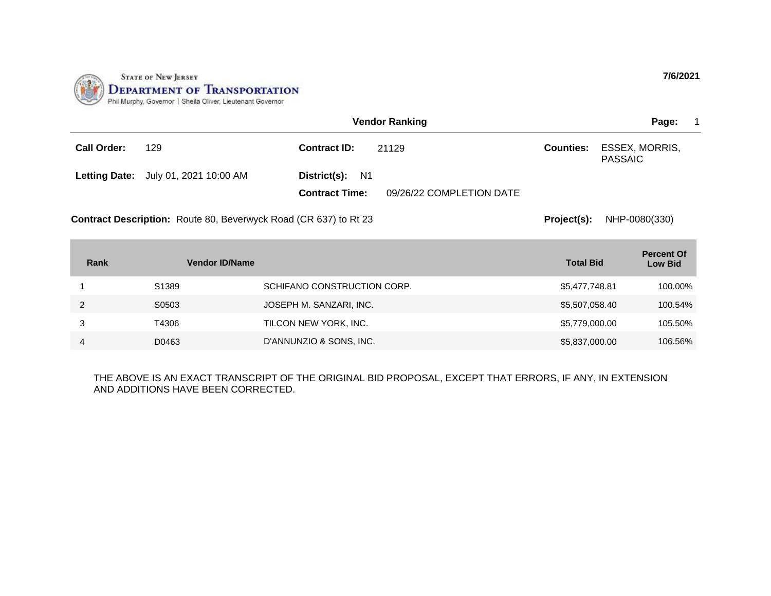STATE OF NEW JERSEY
**DEPARTMENT OF TRANSPORTATION**
Phil Murphy, Governor | Sheila Oliver, Lieutenant Governor

**7/6/2021**

## Vendor Ranking

**Call Order:** 129 **Contract ID:** 21129 **Counties:** ESSEX, MORRIS, PASSAIC

**Letting Date:** July 01, 2021 10:00 AM **District(s):** N1

**Contract Time:** 09/26/22 COMPLETION DATE

**Contract Description:** Route 80, Beverwyck Road (CR 637) to Rt 23 **Project(s):** NHP-0080(330)

| Rank | Vendor ID/Name | | Total Bid | Percent Of Low Bid |
|---|---|---|---|---|
| 1 | S1389 | SCHIFANO CONSTRUCTION CORP. | $5,477,748.81 | 100.00% |
| 2 | S0503 | JOSEPH M. SANZARI, INC. | $5,507,058.40 | 100.54% |
| 3 | T4306 | TILCON NEW YORK, INC. | $5,779,000.00 | 105.50% |
| 4 | D0463 | D'ANNUNZIO & SONS, INC. | $5,837,000.00 | 106.56% |

THE ABOVE IS AN EXACT TRANSCRIPT OF THE ORIGINAL BID PROPOSAL, EXCEPT THAT ERRORS, IF ANY, IN EXTENSION AND ADDITIONS HAVE BEEN CORRECTED.